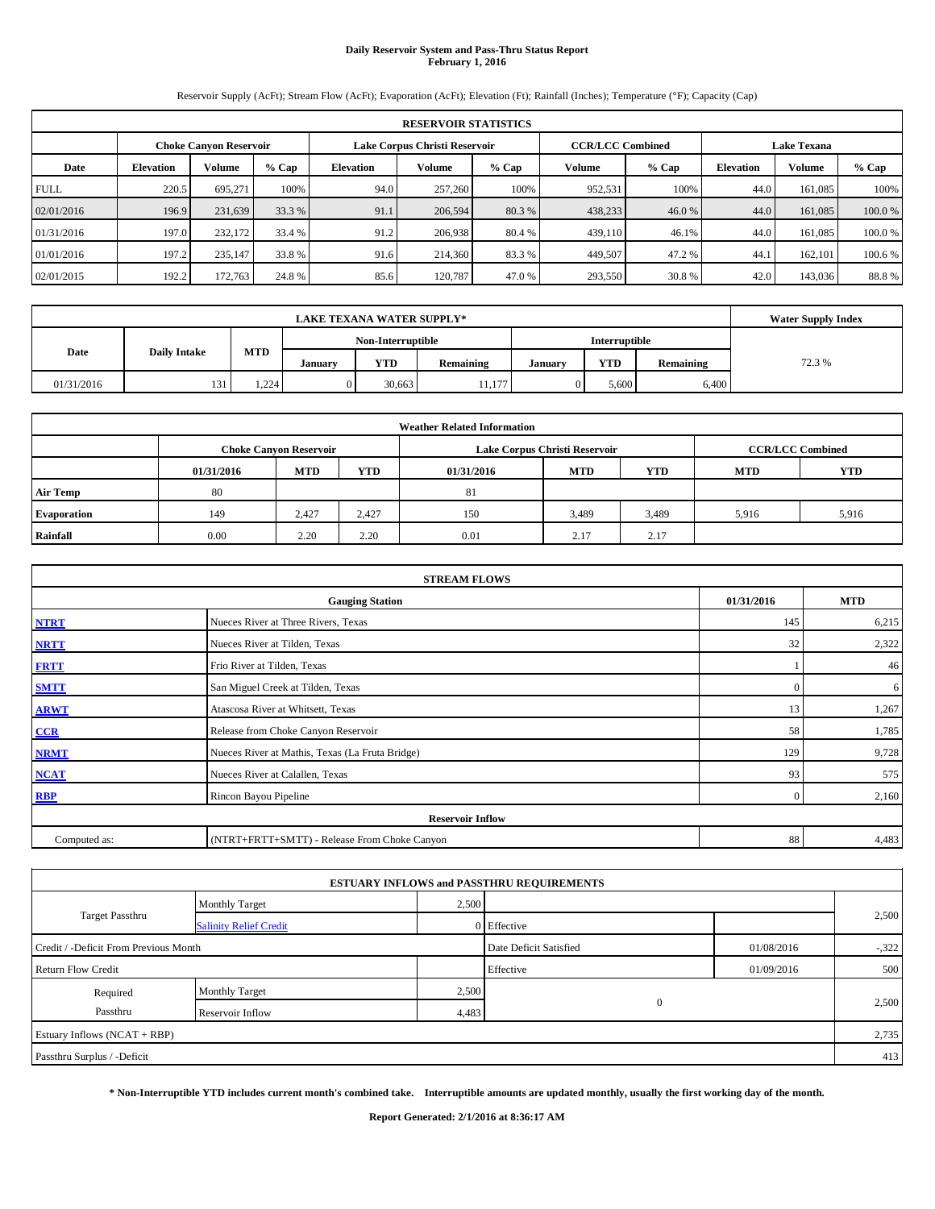# Daily Reservoir System and Pass-Thru Status Report
## February 1, 2016

Reservoir Supply (AcFt); Stream Flow (AcFt); Evaporation (AcFt); Elevation (Ft); Rainfall (Inches); Temperature (°F); Capacity (Cap)

| RESERVOIR STATISTICS | | | | | | | | | | | |
|---|---|---|---|---|---|---|---|---|---|---|---|
| | Choke Canyon Reservoir | | | Lake Corpus Christi Reservoir | | | CCR/LCC Combined | | Lake Texana | | |
| Date | Elevation | Volume | % Cap | Elevation | Volume | % Cap | Volume | % Cap | Elevation | Volume | % Cap |
| FULL | 220.5 | 695,271 | 100% | 94.0 | 257,260 | 100% | 952,531 | 100% | 44.0 | 161,085 | 100% |
| 02/01/2016 | 196.9 | 231,639 | 33.3 % | 91.1 | 206,594 | 80.3 % | 438,233 | 46.0 % | 44.0 | 161,085 | 100.0 % |
| 01/31/2016 | 197.0 | 232,172 | 33.4 % | 91.2 | 206,938 | 80.4 % | 439,110 | 46.1% | 44.0 | 161,085 | 100.0 % |
| 01/01/2016 | 197.2 | 235,147 | 33.8 % | 91.6 | 214,360 | 83.3 % | 449,507 | 47.2 % | 44.1 | 162,101 | 100.6 % |
| 02/01/2015 | 192.2 | 172,763 | 24.8 % | 85.6 | 120,787 | 47.0 % | 293,550 | 30.8 % | 42.0 | 143,036 | 88.8 % |

| LAKE TEXANA WATER SUPPLY* | | | | | | | | | Water Supply Index |
|---|---|---|---|---|---|---|---|---|---|
| Date | Daily Intake | MTD | Non-Interruptible | | | Interruptible | | | |
| | | | January | YTD | Remaining | January | YTD | Remaining | |
| 01/31/2016 | 131 | 1,224 | 0 | 30,663 | 11,177 | 0 | 5,600 | 6,400 | 72.3 % |

| Weather Related Information | | | | | | | | |
|---|---|---|---|---|---|---|---|---|
| | Choke Canyon Reservoir | | | Lake Corpus Christi Reservoir | | | CCR/LCC Combined | |
| | 01/31/2016 | MTD | YTD | 01/31/2016 | MTD | YTD | MTD | YTD |
| Air Temp | 80 | | | 81 | | | | |
| Evaporation | 149 | 2,427 | 2,427 | 150 | 3,489 | 3,489 | 5,916 | 5,916 |
| Rainfall | 0.00 | 2.20 | 2.20 | 0.01 | 2.17 | 2.17 | | |

| STREAM FLOWS | | | |
|---|---|---|---|
| | Gauging Station | 01/31/2016 | MTD |
| NTRT | Nueces River at Three Rivers, Texas | 145 | 6,215 |
| NRTT | Nueces River at Tilden, Texas | 32 | 2,322 |
| FRTT | Frio River at Tilden, Texas | 1 | 46 |
| SMTT | San Miguel Creek at Tilden, Texas | 0 | 6 |
| ARWT | Atascosa River at Whitsett, Texas | 13 | 1,267 |
| CCR | Release from Choke Canyon Reservoir | 58 | 1,785 |
| NRMT | Nueces River at Mathis, Texas (La Fruta Bridge) | 129 | 9,728 |
| NCAT | Nueces River at Calallen, Texas | 93 | 575 |
| RBP | Rincon Bayou Pipeline | 0 | 2,160 |
| **Reservoir Inflow** | | | |
| Computed as: | (NTRT+FRTT+SMTT) - Release From Choke Canyon | 88 | 4,483 |

| ESTUARY INFLOWS and PASSTHRU REQUIREMENTS | | | | | |
|---|---|---|---|---|---|
| Target Passthru | Monthly Target | 2,500 | | | 2,500 |
| | Salinity Relief Credit | 0 | Effective | | |
| Credit / -Deficit From Previous Month | | | Date Deficit Satisfied | 01/08/2016 | -,322 |
| Return Flow Credit | | | Effective | 01/09/2016 | 500 |
| Required Passthru | Monthly Target | 2,500 | 0 | | 2,500 |
| | Reservoir Inflow | 4,483 | | | |
| Estuary Inflows (NCAT + RBP) | | | | | 2,735 |
| Passthru Surplus / -Deficit | | | | | 413 |

**\* Non-Interruptible YTD includes current month's combined take. Interruptible amounts are updated monthly, usually the first working day of the month.**

**Report Generated: 2/1/2016 at 8:36:17 AM**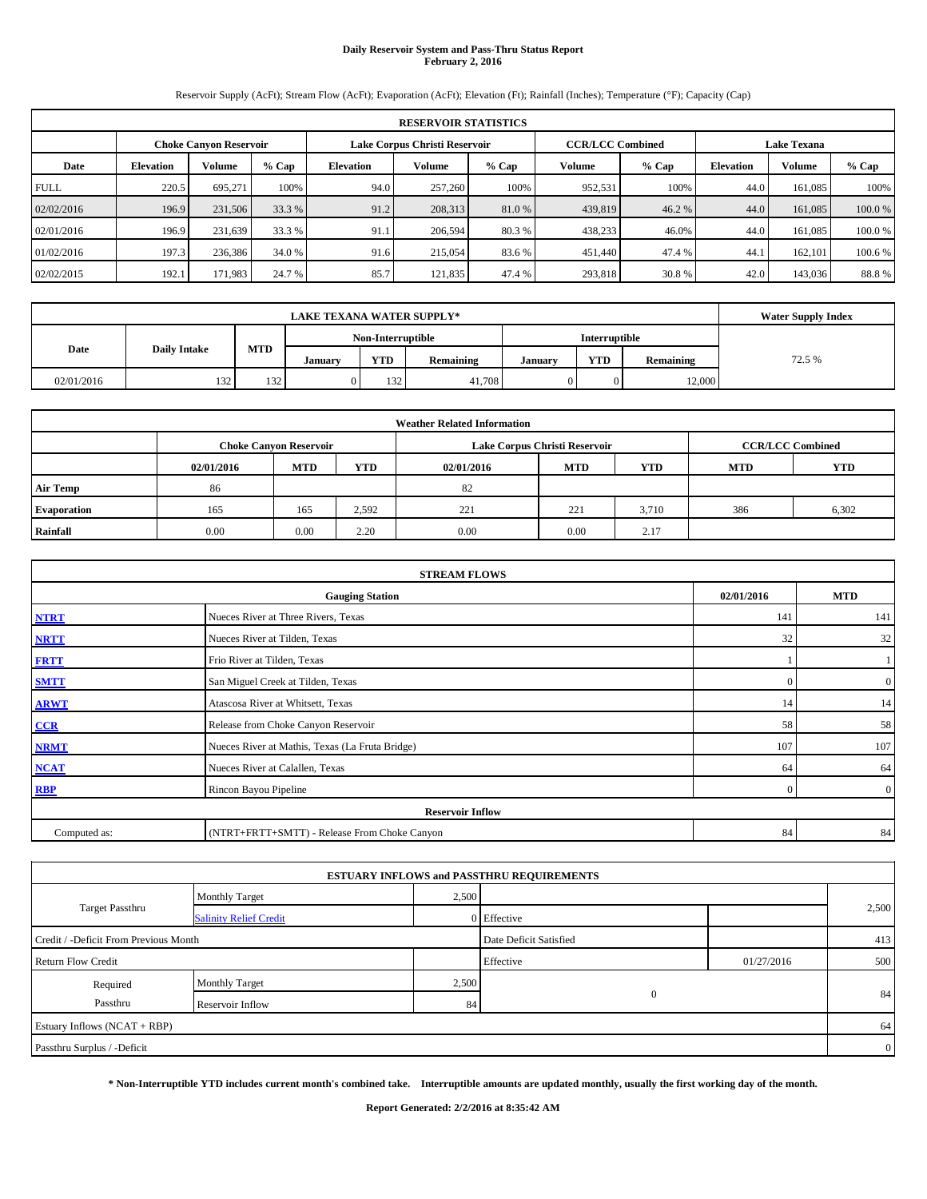# Daily Reservoir System and Pass-Thru Status Report
## February 2, 2016

Reservoir Supply (AcFt); Stream Flow (AcFt); Evaporation (AcFt); Elevation (Ft); Rainfall (Inches); Temperature (°F); Capacity (Cap)

| RESERVOIR STATISTICS | | | | | | | | | | | |
|---|---|---|---|---|---|---|---|---|---|---|---|
| | Choke Canyon Reservoir | | | Lake Corpus Christi Reservoir | | | CCR/LCC Combined | | Lake Texana | | |
| Date | Elevation | Volume | % Cap | Elevation | Volume | % Cap | Volume | % Cap | Elevation | Volume | % Cap |
| FULL | 220.5 | 695,271 | 100% | 94.0 | 257,260 | 100% | 952,531 | 100% | 44.0 | 161,085 | 100% |
| 02/02/2016 | 196.9 | 231,506 | 33.3 % | 91.2 | 208,313 | 81.0 % | 439,819 | 46.2 % | 44.0 | 161,085 | 100.0 % |
| 02/01/2016 | 196.9 | 231,639 | 33.3 % | 91.1 | 206,594 | 80.3 % | 438,233 | 46.0% | 44.0 | 161,085 | 100.0 % |
| 01/02/2016 | 197.3 | 236,386 | 34.0 % | 91.6 | 215,054 | 83.6 % | 451,440 | 47.4 % | 44.1 | 162,101 | 100.6 % |
| 02/02/2015 | 192.1 | 171,983 | 24.7 % | 85.7 | 121,835 | 47.4 % | 293,818 | 30.8 % | 42.0 | 143,036 | 88.8 % |

| LAKE TEXANA WATER SUPPLY* | | | | | | | | | Water Supply Index |
|---|---|---|---|---|---|---|---|---|---|
| Date | Daily Intake | MTD | Non-Interruptible | | | Interruptible | | | |
| | | | January | YTD | Remaining | January | YTD | Remaining | |
| 02/01/2016 | 132 | 132 | 0 | 132 | 41,708 | 0 | 0 | 12,000 | 72.5 % |

| Weather Related Information | | | | | | | | |
|---|---|---|---|---|---|---|---|---|
| | Choke Canyon Reservoir | | | Lake Corpus Christi Reservoir | | | CCR/LCC Combined | |
| | 02/01/2016 | MTD | YTD | 02/01/2016 | MTD | YTD | MTD | YTD |
| Air Temp | 86 | | | 82 | | | | |
| Evaporation | 165 | 165 | 2,592 | 221 | 221 | 3,710 | 386 | 6,302 |
| Rainfall | 0.00 | 0.00 | 2.20 | 0.00 | 0.00 | 2.17 | | |

| STREAM FLOWS | | | |
|---|---|---|---|
| | Gauging Station | 02/01/2016 | MTD |
| NTRT | Nueces River at Three Rivers, Texas | 141 | 141 |
| NRTT | Nueces River at Tilden, Texas | 32 | 32 |
| FRTT | Frio River at Tilden, Texas | 1 | 1 |
| SMTT | San Miguel Creek at Tilden, Texas | 0 | 0 |
| ARWT | Atascosa River at Whitsett, Texas | 14 | 14 |
| CCR | Release from Choke Canyon Reservoir | 58 | 58 |
| NRMT | Nueces River at Mathis, Texas (La Fruta Bridge) | 107 | 107 |
| NCAT | Nueces River at Calallen, Texas | 64 | 64 |
| RBP | Rincon Bayou Pipeline | 0 | 0 |
| Reservoir Inflow | | | |
| Computed as: | (NTRT+FRTT+SMTT) - Release From Choke Canyon | 84 | 84 |

| ESTUARY INFLOWS and PASSTHRU REQUIREMENTS | | | | | |
|---|---|---|---|---|---|
| Target Passthru | Monthly Target | 2,500 | | | 2,500 |
| | Salinity Relief Credit | 0 | Effective | | |
| Credit / -Deficit From Previous Month | | | Date Deficit Satisfied | | 413 |
| Return Flow Credit | | | Effective | 01/27/2016 | 500 |
| Required Passthru | Monthly Target | 2,500 | 0 | | 84 |
| | Reservoir Inflow | 84 | | | |
| Estuary Inflows (NCAT + RBP) | | | | | 64 |
| Passthru Surplus / -Deficit | | | | | 0 |

**\* Non-Interruptible YTD includes current month's combined take. Interruptible amounts are updated monthly, usually the first working day of the month.**

**Report Generated: 2/2/2016 at 8:35:42 AM**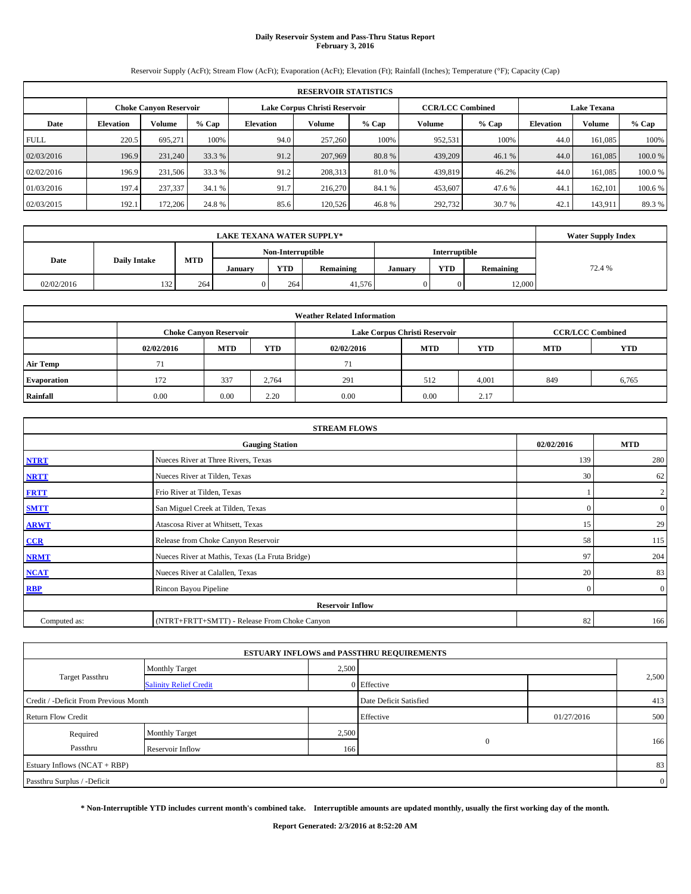# Daily Reservoir System and Pass-Thru Status Report
**February 3, 2016**

Reservoir Supply (AcFt); Stream Flow (AcFt); Evaporation (AcFt); Elevation (Ft); Rainfall (Inches); Temperature (°F); Capacity (Cap)

| RESERVOIR STATISTICS | | | | | | | | | | | |
|---|---|---|---|---|---|---|---|---|---|---|---|
| | Choke Canyon Reservoir | | | Lake Corpus Christi Reservoir | | | CCR/LCC Combined | | Lake Texana | | |
| Date | Elevation | Volume | % Cap | Elevation | Volume | % Cap | Volume | % Cap | Elevation | Volume | % Cap |
| FULL | 220.5 | 695,271 | 100% | 94.0 | 257,260 | 100% | 952,531 | 100% | 44.0 | 161,085 | 100% |
| 02/03/2016 | 196.9 | 231,240 | 33.3 % | 91.2 | 207,969 | 80.8 % | 439,209 | 46.1 % | 44.0 | 161,085 | 100.0 % |
| 02/02/2016 | 196.9 | 231,506 | 33.3 % | 91.2 | 208,313 | 81.0 % | 439,819 | 46.2% | 44.0 | 161,085 | 100.0 % |
| 01/03/2016 | 197.4 | 237,337 | 34.1 % | 91.7 | 216,270 | 84.1 % | 453,607 | 47.6 % | 44.1 | 162,101 | 100.6 % |
| 02/03/2015 | 192.1 | 172,206 | 24.8 % | 85.6 | 120,526 | 46.8 % | 292,732 | 30.7 % | 42.1 | 143,911 | 89.3 % |

| LAKE TEXANA WATER SUPPLY* | | | | | | | | | Water Supply Index |
|---|---|---|---|---|---|---|---|---|---|
| Date | Daily Intake | MTD | Non-Interruptible | | | Interruptible | | | 72.4 % |
| | | | January | YTD | Remaining | January | YTD | Remaining | |
| 02/02/2016 | 132 | 264 | 0 | 264 | 41,576 | 0 | 0 | 12,000 | |

| Weather Related Information | | | | | | | | |
|---|---|---|---|---|---|---|---|---|
| | Choke Canyon Reservoir | | | Lake Corpus Christi Reservoir | | | CCR/LCC Combined | |
| | 02/02/2016 | MTD | YTD | 02/02/2016 | MTD | YTD | MTD | YTD |
| **Air Temp** | 71 | | | 71 | | | | |
| **Evaporation** | 172 | 337 | 2,764 | 291 | 512 | 4,001 | 849 | 6,765 |
| **Rainfall** | 0.00 | 0.00 | 2.20 | 0.00 | 0.00 | 2.17 | | |

| STREAM FLOWS | | | |
|---|---|---|---|
| | Gauging Station | 02/02/2016 | MTD |
| **NTRT** | Nueces River at Three Rivers, Texas | 139 | 280 |
| **NRTT** | Nueces River at Tilden, Texas | 30 | 62 |
| **FRTT** | Frio River at Tilden, Texas | 1 | 2 |
| **SMTT** | San Miguel Creek at Tilden, Texas | 0 | 0 |
| **ARWT** | Atascosa River at Whitsett, Texas | 15 | 29 |
| **CCR** | Release from Choke Canyon Reservoir | 58 | 115 |
| **NRMT** | Nueces River at Mathis, Texas (La Fruta Bridge) | 97 | 204 |
| **NCAT** | Nueces River at Calallen, Texas | 20 | 83 |
| **RBP** | Rincon Bayou Pipeline | 0 | 0 |
| **Reservoir Inflow** | | | |
| Computed as: | (NTRT+FRTT+SMTT) - Release From Choke Canyon | 82 | 166 |

| ESTUARY INFLOWS and PASSTHRU REQUIREMENTS | | | | | |
|---|---|---|---|---|---|
| Target Passthru | Monthly Target | 2,500 | | | 2,500 |
| | Salinity Relief Credit | 0 | Effective | | |
| Credit / -Deficit From Previous Month | | | Date Deficit Satisfied | | 413 |
| Return Flow Credit | | | Effective | 01/27/2016 | 500 |
| Required Passthru | Monthly Target | 2,500 | 0 | | 166 |
| | Reservoir Inflow | 166 | | | |
| Estuary Inflows (NCAT + RBP) | | | | | 83 |
| Passthru Surplus / -Deficit | | | | | 0 |

**\* Non-Interruptible YTD includes current month's combined take. Interruptible amounts are updated monthly, usually the first working day of the month.**

**Report Generated: 2/3/2016 at 8:52:20 AM**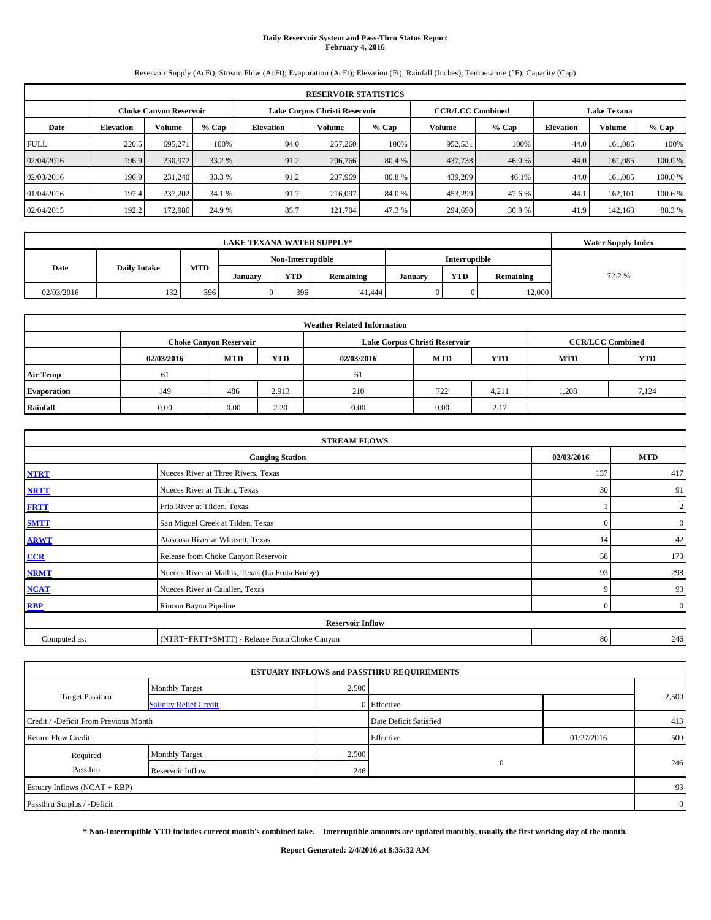# Daily Reservoir System and Pass-Thru Status Report
## February 4, 2016

Reservoir Supply (AcFt); Stream Flow (AcFt); Evaporation (AcFt); Elevation (Ft); Rainfall (Inches); Temperature (°F); Capacity (Cap)

| RESERVOIR STATISTICS | | | | | | | | | | | |
|---|---|---|---|---|---|---|---|---|---|---|---|
| | Choke Canyon Reservoir | | | Lake Corpus Christi Reservoir | | | CCR/LCC Combined | | Lake Texana | | |
| Date | Elevation | Volume | % Cap | Elevation | Volume | % Cap | Volume | % Cap | Elevation | Volume | % Cap |
| FULL | 220.5 | 695,271 | 100% | 94.0 | 257,260 | 100% | 952,531 | 100% | 44.0 | 161,085 | 100% |
| 02/04/2016 | 196.9 | 230,972 | 33.2 % | 91.2 | 206,766 | 80.4 % | 437,738 | 46.0 % | 44.0 | 161,085 | 100.0 % |
| 02/03/2016 | 196.9 | 231,240 | 33.3 % | 91.2 | 207,969 | 80.8 % | 439,209 | 46.1% | 44.0 | 161,085 | 100.0 % |
| 01/04/2016 | 197.4 | 237,202 | 34.1 % | 91.7 | 216,097 | 84.0 % | 453,299 | 47.6 % | 44.1 | 162,101 | 100.6 % |
| 02/04/2015 | 192.2 | 172,986 | 24.9 % | 85.7 | 121,704 | 47.3 % | 294,690 | 30.9 % | 41.9 | 142,163 | 88.3 % |

| LAKE TEXANA WATER SUPPLY* | | | | | | | | | Water Supply Index |
|---|---|---|---|---|---|---|---|---|---|
| Date | Daily Intake | MTD | Non-Interruptible | | | Interruptible | | | |
| | | | January | YTD | Remaining | January | YTD | Remaining | |
| 02/03/2016 | 132 | 396 | 0 | 396 | 41,444 | 0 | 0 | 12,000 | 72.2 % |

| Weather Related Information | | | | | | | | |
|---|---|---|---|---|---|---|---|---|
| | Choke Canyon Reservoir | | | Lake Corpus Christi Reservoir | | | CCR/LCC Combined | |
| | 02/03/2016 | MTD | YTD | 02/03/2016 | MTD | YTD | MTD | YTD |
| Air Temp | 61 | | | 61 | | | | |
| Evaporation | 149 | 486 | 2,913 | 210 | 722 | 4,211 | 1,208 | 7,124 |
| Rainfall | 0.00 | 0.00 | 2.20 | 0.00 | 0.00 | 2.17 | | |

| STREAM FLOWS | | | |
|---|---|---|---|
| | Gauging Station | 02/03/2016 | MTD |
| NTRT | Nueces River at Three Rivers, Texas | 137 | 417 |
| NRTT | Nueces River at Tilden, Texas | 30 | 91 |
| FRTT | Frio River at Tilden, Texas | 1 | 2 |
| SMTT | San Miguel Creek at Tilden, Texas | 0 | 0 |
| ARWT | Atascosa River at Whitsett, Texas | 14 | 42 |
| CCR | Release from Choke Canyon Reservoir | 58 | 173 |
| NRMT | Nueces River at Mathis, Texas (La Fruta Bridge) | 93 | 298 |
| NCAT | Nueces River at Calallen, Texas | 9 | 93 |
| RBP | Rincon Bayou Pipeline | 0 | 0 |
| **Reservoir Inflow** | | | |
| Computed as: | (NTRT+FRTT+SMTT) - Release From Choke Canyon | 80 | 246 |

| ESTUARY INFLOWS and PASSTHRU REQUIREMENTS | | | | | |
|---|---|---|---|---|---|
| Target Passthru | Monthly Target | 2,500 | | | 2,500 |
| | Salinity Relief Credit | 0 | Effective | | |
| Credit / -Deficit From Previous Month | | | Date Deficit Satisfied | | 413 |
| Return Flow Credit | | | Effective | 01/27/2016 | 500 |
| Required Passthru | Monthly Target | 2,500 | 0 | | 246 |
| | Reservoir Inflow | 246 | | | |
| Estuary Inflows (NCAT + RBP) | | | | | 93 |
| Passthru Surplus / -Deficit | | | | | 0 |

**\* Non-Interruptible YTD includes current month's combined take. Interruptible amounts are updated monthly, usually the first working day of the month.**

**Report Generated: 2/4/2016 at 8:35:32 AM**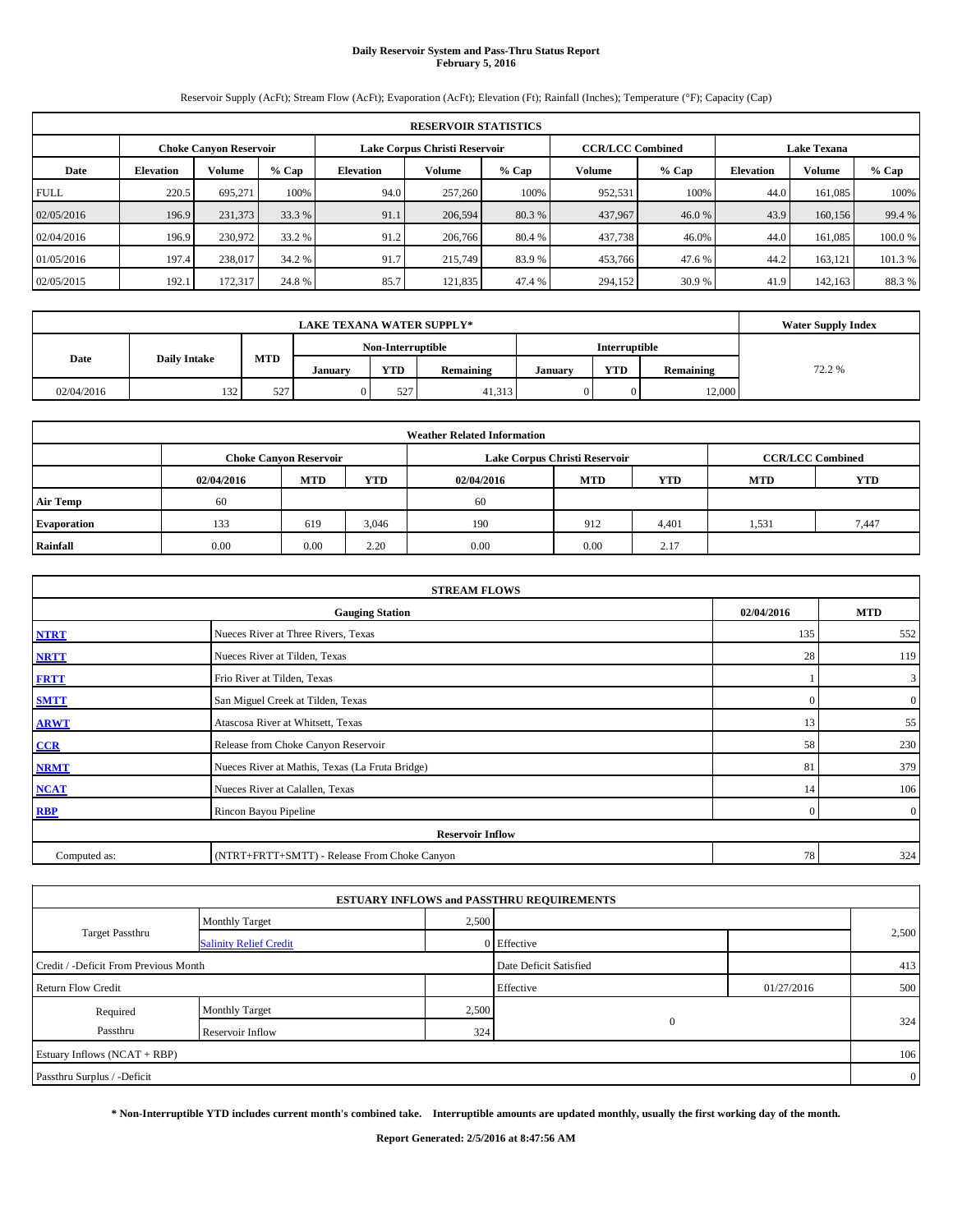# Daily Reservoir System and Pass-Thru Status Report
**February 5, 2016**

Reservoir Supply (AcFt); Stream Flow (AcFt); Evaporation (AcFt); Elevation (Ft); Rainfall (Inches); Temperature (°F); Capacity (Cap)

| RESERVOIR STATISTICS | | | | | | | | | | | |
|---|---|---|---|---|---|---|---|---|---|---|---|
| | Choke Canyon Reservoir | | | Lake Corpus Christi Reservoir | | | CCR/LCC Combined | | Lake Texana | | |
| Date | Elevation | Volume | % Cap | Elevation | Volume | % Cap | Volume | % Cap | Elevation | Volume | % Cap |
| FULL | 220.5 | 695,271 | 100% | 94.0 | 257,260 | 100% | 952,531 | 100% | 44.0 | 161,085 | 100% |
| 02/05/2016 | 196.9 | 231,373 | 33.3 % | 91.1 | 206,594 | 80.3 % | 437,967 | 46.0 % | 43.9 | 160,156 | 99.4 % |
| 02/04/2016 | 196.9 | 230,972 | 33.2 % | 91.2 | 206,766 | 80.4 % | 437,738 | 46.0% | 44.0 | 161,085 | 100.0 % |
| 01/05/2016 | 197.4 | 238,017 | 34.2 % | 91.7 | 215,749 | 83.9 % | 453,766 | 47.6 % | 44.2 | 163,121 | 101.3 % |
| 02/05/2015 | 192.1 | 172,317 | 24.8 % | 85.7 | 121,835 | 47.4 % | 294,152 | 30.9 % | 41.9 | 142,163 | 88.3 % |

| LAKE TEXANA WATER SUPPLY* | | | | | | | | | Water Supply Index |
|---|---|---|---|---|---|---|---|---|---|
| Date | Daily Intake | MTD | Non-Interruptible | | | Interruptible | | | |
| | | | January | YTD | Remaining | January | YTD | Remaining | |
| 02/04/2016 | 132 | 527 | 0 | 527 | 41,313 | 0 | 0 | 12,000 | 72.2 % |

| Weather Related Information | | | | | | | | |
|---|---|---|---|---|---|---|---|---|
| | Choke Canyon Reservoir | | | Lake Corpus Christi Reservoir | | | CCR/LCC Combined | |
| | 02/04/2016 | MTD | YTD | 02/04/2016 | MTD | YTD | MTD | YTD |
| Air Temp | 60 | | | 60 | | | | |
| Evaporation | 133 | 619 | 3,046 | 190 | 912 | 4,401 | 1,531 | 7,447 |
| Rainfall | 0.00 | 0.00 | 2.20 | 0.00 | 0.00 | 2.17 | | |

| STREAM FLOWS | | | |
|---|---|---|---|
| | Gauging Station | 02/04/2016 | MTD |
| NTRT | Nueces River at Three Rivers, Texas | 135 | 552 |
| NRTT | Nueces River at Tilden, Texas | 28 | 119 |
| FRTT | Frio River at Tilden, Texas | 1 | 3 |
| SMTT | San Miguel Creek at Tilden, Texas | 0 | 0 |
| ARWT | Atascosa River at Whitsett, Texas | 13 | 55 |
| CCR | Release from Choke Canyon Reservoir | 58 | 230 |
| NRMT | Nueces River at Mathis, Texas (La Fruta Bridge) | 81 | 379 |
| NCAT | Nueces River at Calallen, Texas | 14 | 106 |
| RBP | Rincon Bayou Pipeline | 0 | 0 |
| **Reservoir Inflow** | | | |
| Computed as: | (NTRT+FRTT+SMTT) - Release From Choke Canyon | 78 | 324 |

| ESTUARY INFLOWS and PASSTHRU REQUIREMENTS | | | | | |
|---|---|---|---|---|---|
| Target Passthru | Monthly Target | 2,500 | | | 2,500 |
| | Salinity Relief Credit | 0 | Effective | | |
| Credit / -Deficit From Previous Month | | | Date Deficit Satisfied | | 413 |
| Return Flow Credit | | | Effective | 01/27/2016 | 500 |
| Required Passthru | Monthly Target | 2,500 | 0 | | 324 |
| | Reservoir Inflow | 324 | | | |
| Estuary Inflows (NCAT + RBP) | | | | | 106 |
| Passthru Surplus / -Deficit | | | | | 0 |

**\* Non-Interruptible YTD includes current month's combined take. Interruptible amounts are updated monthly, usually the first working day of the month.**

**Report Generated: 2/5/2016 at 8:47:56 AM**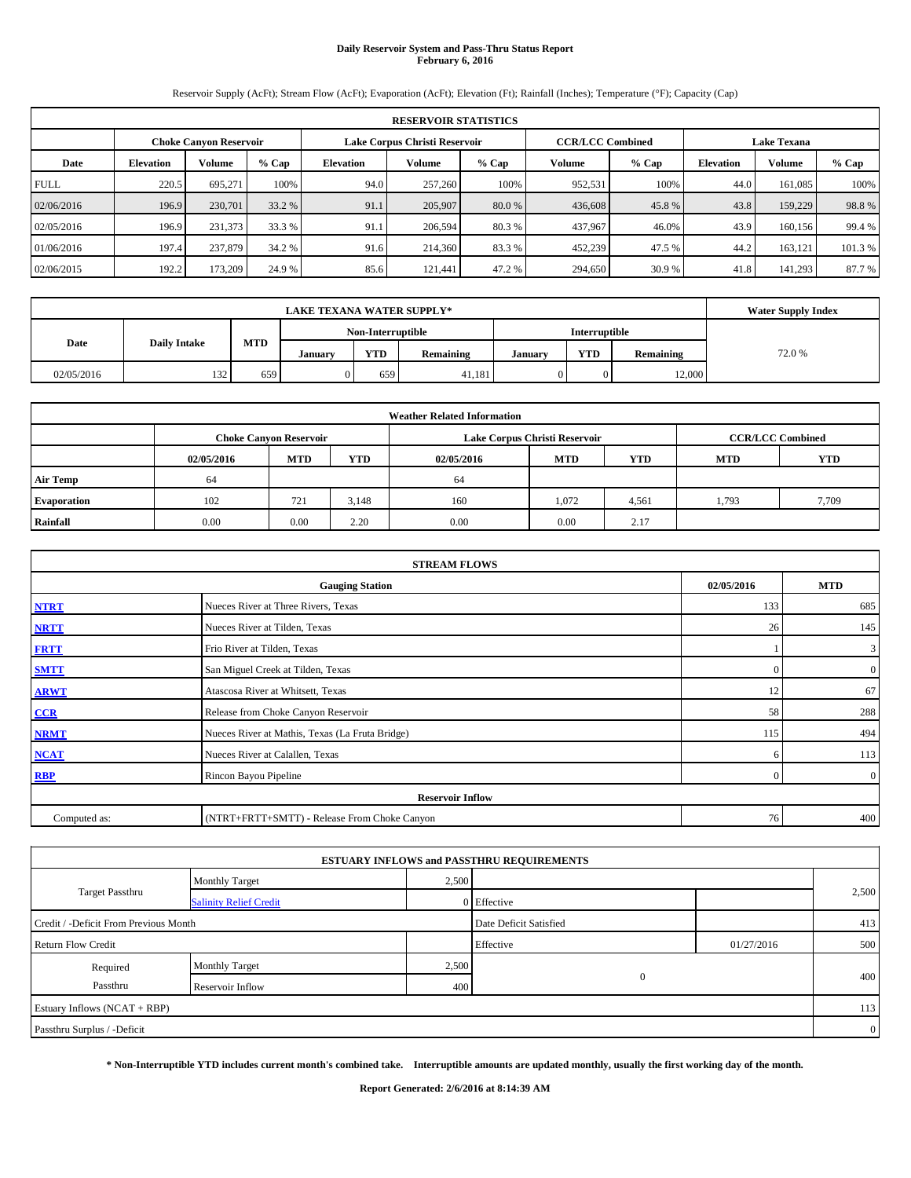# Daily Reservoir System and Pass-Thru Status Report
**February 6, 2016**

Reservoir Supply (AcFt); Stream Flow (AcFt); Evaporation (AcFt); Elevation (Ft); Rainfall (Inches); Temperature (°F); Capacity (Cap)

| RESERVOIR STATISTICS | | | | | | | | | | | |
|---|---|---|---|---|---|---|---|---|---|---|---|
| | Choke Canyon Reservoir | | | Lake Corpus Christi Reservoir | | | CCR/LCC Combined | | Lake Texana | | |
| Date | Elevation | Volume | % Cap | Elevation | Volume | % Cap | Volume | % Cap | Elevation | Volume | % Cap |
| FULL | 220.5 | 695,271 | 100% | 94.0 | 257,260 | 100% | 952,531 | 100% | 44.0 | 161,085 | 100% |
| 02/06/2016 | 196.9 | 230,701 | 33.2 % | 91.1 | 205,907 | 80.0 % | 436,608 | 45.8 % | 43.8 | 159,229 | 98.8 % |
| 02/05/2016 | 196.9 | 231,373 | 33.3 % | 91.1 | 206,594 | 80.3 % | 437,967 | 46.0% | 43.9 | 160,156 | 99.4 % |
| 01/06/2016 | 197.4 | 237,879 | 34.2 % | 91.6 | 214,360 | 83.3 % | 452,239 | 47.5 % | 44.2 | 163,121 | 101.3 % |
| 02/06/2015 | 192.2 | 173,209 | 24.9 % | 85.6 | 121,441 | 47.2 % | 294,650 | 30.9 % | 41.8 | 141,293 | 87.7 % |

| LAKE TEXANA WATER SUPPLY* | | | | | | | | | Water Supply Index |
|---|---|---|---|---|---|---|---|---|---|
| Date | Daily Intake | MTD | Non-Interruptible | | | Interruptible | | | |
| | | | January | YTD | Remaining | January | YTD | Remaining | |
| 02/05/2016 | 132 | 659 | 0 | 659 | 41,181 | 0 | 0 | 12,000 | 72.0 % |

| Weather Related Information | | | | | | | | |
|---|---|---|---|---|---|---|---|---|
| | Choke Canyon Reservoir | | | Lake Corpus Christi Reservoir | | | CCR/LCC Combined | |
| | 02/05/2016 | MTD | YTD | 02/05/2016 | MTD | YTD | MTD | YTD |
| Air Temp | 64 | | | 64 | | | | |
| Evaporation | 102 | 721 | 3,148 | 160 | 1,072 | 4,561 | 1,793 | 7,709 |
| Rainfall | 0.00 | 0.00 | 2.20 | 0.00 | 0.00 | 2.17 | | |

| STREAM FLOWS | | | |
|---|---|---|---|
| | Gauging Station | 02/05/2016 | MTD |
| NTRT | Nueces River at Three Rivers, Texas | 133 | 685 |
| NRTT | Nueces River at Tilden, Texas | 26 | 145 |
| FRTT | Frio River at Tilden, Texas | 1 | 3 |
| SMTT | San Miguel Creek at Tilden, Texas | 0 | 0 |
| ARWT | Atascosa River at Whitsett, Texas | 12 | 67 |
| CCR | Release from Choke Canyon Reservoir | 58 | 288 |
| NRMT | Nueces River at Mathis, Texas (La Fruta Bridge) | 115 | 494 |
| NCAT | Nueces River at Calallen, Texas | 6 | 113 |
| RBP | Rincon Bayou Pipeline | 0 | 0 |
| **Reservoir Inflow** | | | |
| Computed as: | (NTRT+FRTT+SMTT) - Release From Choke Canyon | 76 | 400 |

| ESTUARY INFLOWS and PASSTHRU REQUIREMENTS | | | | | |
|---|---|---|---|---|---|
| Target Passthru | Monthly Target | 2,500 | | | 2,500 |
| | Salinity Relief Credit | 0 | Effective | | |
| Credit / -Deficit From Previous Month | | | Date Deficit Satisfied | | 413 |
| Return Flow Credit | | | Effective | 01/27/2016 | 500 |
| Required Passthru | Monthly Target | 2,500 | 0 | | 400 |
| | Reservoir Inflow | 400 | | | |
| Estuary Inflows (NCAT + RBP) | | | | | 113 |
| Passthru Surplus / -Deficit | | | | | 0 |

**\* Non-Interruptible YTD includes current month's combined take. Interruptible amounts are updated monthly, usually the first working day of the month.**

**Report Generated: 2/6/2016 at 8:14:39 AM**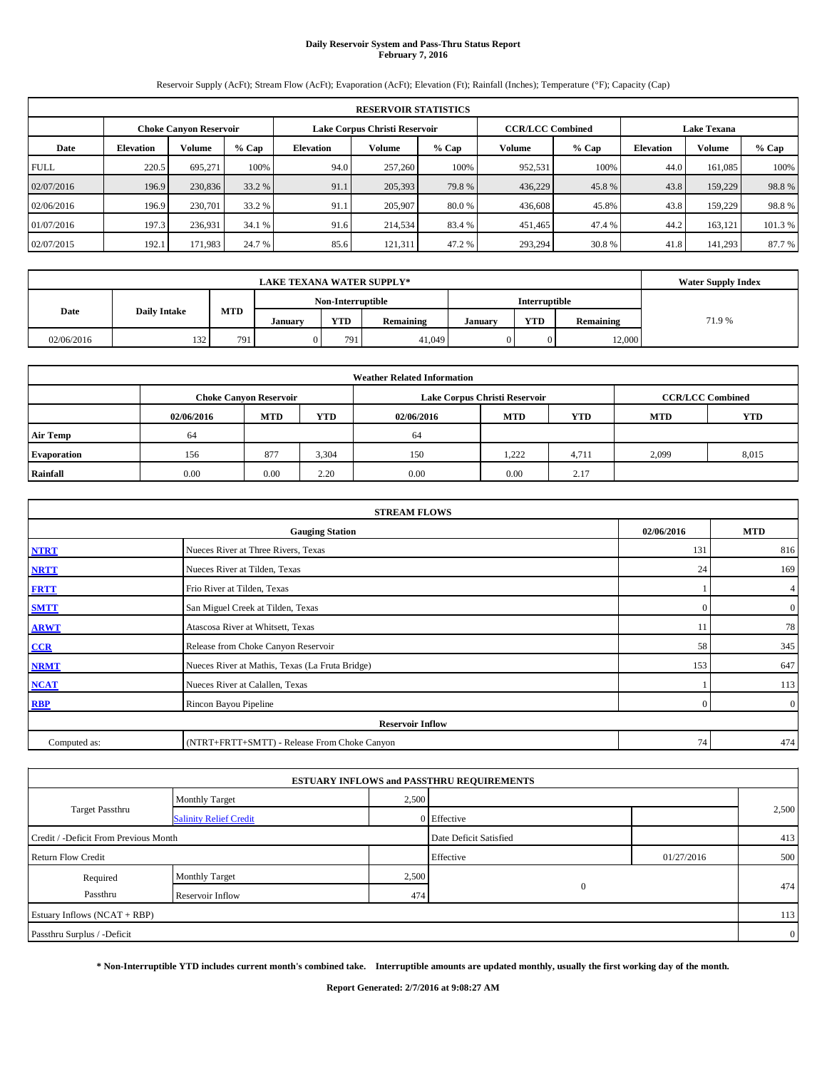# Daily Reservoir System and Pass-Thru Status Report
**February 7, 2016**

Reservoir Supply (AcFt); Stream Flow (AcFt); Evaporation (AcFt); Elevation (Ft); Rainfall (Inches); Temperature (°F); Capacity (Cap)

| RESERVOIR STATISTICS | | | | | | | | | | | |
|---|---|---|---|---|---|---|---|---|---|---|---|
| | Choke Canyon Reservoir | | | Lake Corpus Christi Reservoir | | | CCR/LCC Combined | | Lake Texana | | |
| Date | Elevation | Volume | % Cap | Elevation | Volume | % Cap | Volume | % Cap | Elevation | Volume | % Cap |
| FULL | 220.5 | 695,271 | 100% | 94.0 | 257,260 | 100% | 952,531 | 100% | 44.0 | 161,085 | 100% |
| 02/07/2016 | 196.9 | 230,836 | 33.2 % | 91.1 | 205,393 | 79.8 % | 436,229 | 45.8 % | 43.8 | 159,229 | 98.8 % |
| 02/06/2016 | 196.9 | 230,701 | 33.2 % | 91.1 | 205,907 | 80.0 % | 436,608 | 45.8% | 43.8 | 159,229 | 98.8 % |
| 01/07/2016 | 197.3 | 236,931 | 34.1 % | 91.6 | 214,534 | 83.4 % | 451,465 | 47.4 % | 44.2 | 163,121 | 101.3 % |
| 02/07/2015 | 192.1 | 171,983 | 24.7 % | 85.6 | 121,311 | 47.2 % | 293,294 | 30.8 % | 41.8 | 141,293 | 87.7 % |

| LAKE TEXANA WATER SUPPLY* | | | | | | | | | Water Supply Index |
|---|---|---|---|---|---|---|---|---|---|
| Date | Daily Intake | MTD | Non-Interruptible | | | Interruptible | | | |
| | | | January | YTD | Remaining | January | YTD | Remaining | |
| 02/06/2016 | 132 | 791 | 0 | 791 | 41,049 | 0 | 0 | 12,000 | 71.9 % |

| Weather Related Information | | | | | | | | |
|---|---|---|---|---|---|---|---|---|
| | Choke Canyon Reservoir | | | Lake Corpus Christi Reservoir | | | CCR/LCC Combined | |
| | 02/06/2016 | MTD | YTD | 02/06/2016 | MTD | YTD | MTD | YTD |
| Air Temp | 64 | | | 64 | | | | |
| Evaporation | 156 | 877 | 3,304 | 150 | 1,222 | 4,711 | 2,099 | 8,015 |
| Rainfall | 0.00 | 0.00 | 2.20 | 0.00 | 0.00 | 2.17 | | |

| STREAM FLOWS | | | |
|---|---|---|---|
| | Gauging Station | 02/06/2016 | MTD |
| NTRT | Nueces River at Three Rivers, Texas | 131 | 816 |
| NRTT | Nueces River at Tilden, Texas | 24 | 169 |
| FRTT | Frio River at Tilden, Texas | 1 | 4 |
| SMTT | San Miguel Creek at Tilden, Texas | 0 | 0 |
| ARWT | Atascosa River at Whitsett, Texas | 11 | 78 |
| CCR | Release from Choke Canyon Reservoir | 58 | 345 |
| NRMT | Nueces River at Mathis, Texas (La Fruta Bridge) | 153 | 647 |
| NCAT | Nueces River at Calallen, Texas | 1 | 113 |
| RBP | Rincon Bayou Pipeline | 0 | 0 |
| **Reservoir Inflow** | | | |
| Computed as: | (NTRT+FRTT+SMTT) - Release From Choke Canyon | 74 | 474 |

| ESTUARY INFLOWS and PASSTHRU REQUIREMENTS | | | | | |
|---|---|---|---|---|---|
| Target Passthru | Monthly Target | 2,500 | | | 2,500 |
| | Salinity Relief Credit | 0 | Effective | | |
| Credit / -Deficit From Previous Month | | | Date Deficit Satisfied | | 413 |
| Return Flow Credit | | | Effective | 01/27/2016 | 500 |
| Required Passthru | Monthly Target | 2,500 | 0 | | 474 |
| | Reservoir Inflow | 474 | | | |
| Estuary Inflows (NCAT + RBP) | | | | | 113 |
| Passthru Surplus / -Deficit | | | | | 0 |

**\* Non-Interruptible YTD includes current month's combined take. Interruptible amounts are updated monthly, usually the first working day of the month.**

**Report Generated: 2/7/2016 at 9:08:27 AM**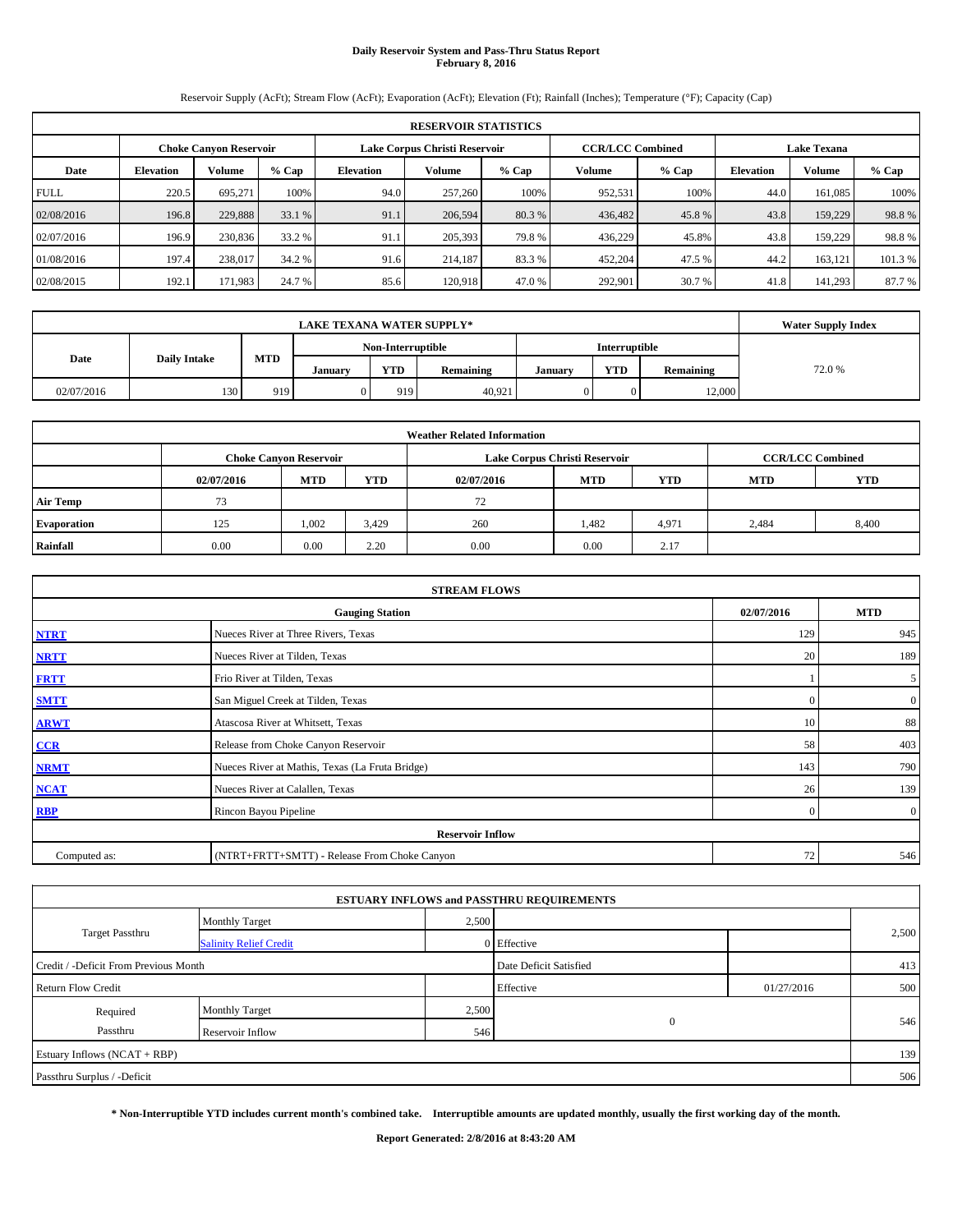# Daily Reservoir System and Pass-Thru Status Report
## February 8, 2016

Reservoir Supply (AcFt); Stream Flow (AcFt); Evaporation (AcFt); Elevation (Ft); Rainfall (Inches); Temperature (°F); Capacity (Cap)

| RESERVOIR STATISTICS | | | | | | | | | | | |
|---|---|---|---|---|---|---|---|---|---|---|---|
| | Choke Canyon Reservoir | | | Lake Corpus Christi Reservoir | | | CCR/LCC Combined | | Lake Texana | | |
| Date | Elevation | Volume | % Cap | Elevation | Volume | % Cap | Volume | % Cap | Elevation | Volume | % Cap |
| FULL | 220.5 | 695,271 | 100% | 94.0 | 257,260 | 100% | 952,531 | 100% | 44.0 | 161,085 | 100% |
| 02/08/2016 | 196.8 | 229,888 | 33.1 % | 91.1 | 206,594 | 80.3 % | 436,482 | 45.8 % | 43.8 | 159,229 | 98.8 % |
| 02/07/2016 | 196.9 | 230,836 | 33.2 % | 91.1 | 205,393 | 79.8 % | 436,229 | 45.8% | 43.8 | 159,229 | 98.8 % |
| 01/08/2016 | 197.4 | 238,017 | 34.2 % | 91.6 | 214,187 | 83.3 % | 452,204 | 47.5 % | 44.2 | 163,121 | 101.3 % |
| 02/08/2015 | 192.1 | 171,983 | 24.7 % | 85.6 | 120,918 | 47.0 % | 292,901 | 30.7 % | 41.8 | 141,293 | 87.7 % |

| LAKE TEXANA WATER SUPPLY* | | | | | | | | | Water Supply Index |
|---|---|---|---|---|---|---|---|---|---|
| Date | Daily Intake | MTD | Non-Interruptible | | | Interruptible | | | |
| | | | January | YTD | Remaining | January | YTD | Remaining | |
| 02/07/2016 | 130 | 919 | 0 | 919 | 40,921 | 0 | 0 | 12,000 | 72.0 % |

| Weather Related Information | | | | | | | | |
|---|---|---|---|---|---|---|---|---|
| | Choke Canyon Reservoir | | | Lake Corpus Christi Reservoir | | | CCR/LCC Combined | |
| | 02/07/2016 | MTD | YTD | 02/07/2016 | MTD | YTD | MTD | YTD |
| Air Temp | 73 | | | 72 | | | | |
| Evaporation | 125 | 1,002 | 3,429 | 260 | 1,482 | 4,971 | 2,484 | 8,400 |
| Rainfall | 0.00 | 0.00 | 2.20 | 0.00 | 0.00 | 2.17 | | |

| STREAM FLOWS | | | |
|---|---|---|---|
| | Gauging Station | 02/07/2016 | MTD |
| NTRT | Nueces River at Three Rivers, Texas | 129 | 945 |
| NRTT | Nueces River at Tilden, Texas | 20 | 189 |
| FRTT | Frio River at Tilden, Texas | 1 | 5 |
| SMTT | San Miguel Creek at Tilden, Texas | 0 | 0 |
| ARWT | Atascosa River at Whitsett, Texas | 10 | 88 |
| CCR | Release from Choke Canyon Reservoir | 58 | 403 |
| NRMT | Nueces River at Mathis, Texas (La Fruta Bridge) | 143 | 790 |
| NCAT | Nueces River at Calallen, Texas | 26 | 139 |
| RBP | Rincon Bayou Pipeline | 0 | 0 |
| Reservoir Inflow | | | |
| Computed as: | (NTRT+FRTT+SMTT) - Release From Choke Canyon | 72 | 546 |

| ESTUARY INFLOWS and PASSTHRU REQUIREMENTS | | | | | |
|---|---|---|---|---|---|
| Target Passthru | Monthly Target | 2,500 | | | 2,500 |
| | Salinity Relief Credit | 0 | Effective | | |
| Credit / -Deficit From Previous Month | | | Date Deficit Satisfied | | 413 |
| Return Flow Credit | | | Effective | 01/27/2016 | 500 |
| Required Passthru | Monthly Target | 2,500 | 0 | | 546 |
| | Reservoir Inflow | 546 | | | |
| Estuary Inflows (NCAT + RBP) | | | | | 139 |
| Passthru Surplus / -Deficit | | | | | 506 |

**\* Non-Interruptible YTD includes current month's combined take. Interruptible amounts are updated monthly, usually the first working day of the month.**

**Report Generated: 2/8/2016 at 8:43:20 AM**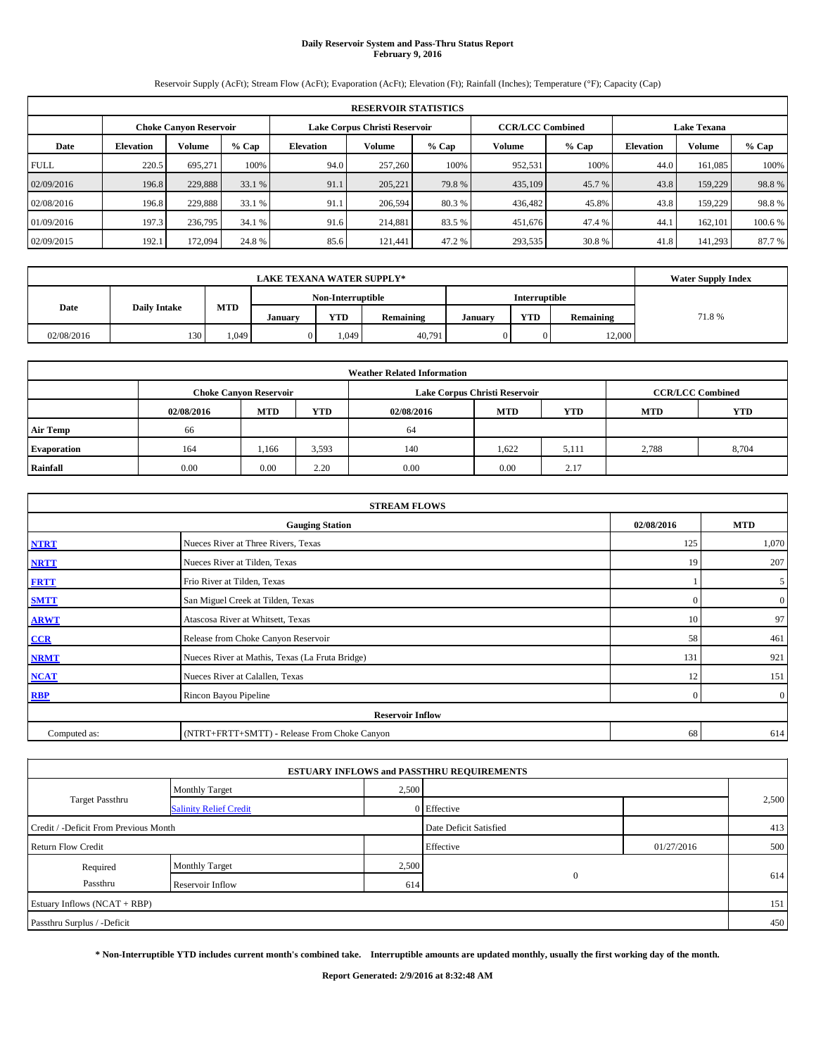# Daily Reservoir System and Pass-Thru Status Report
## February 9, 2016

Reservoir Supply (AcFt); Stream Flow (AcFt); Evaporation (AcFt); Elevation (Ft); Rainfall (Inches); Temperature (°F); Capacity (Cap)

| RESERVOIR STATISTICS | | | | | | | | | | | |
|---|---|---|---|---|---|---|---|---|---|---|---|
| | Choke Canyon Reservoir | | | Lake Corpus Christi Reservoir | | | CCR/LCC Combined | | Lake Texana | | |
| Date | Elevation | Volume | % Cap | Elevation | Volume | % Cap | Volume | % Cap | Elevation | Volume | % Cap |
| FULL | 220.5 | 695,271 | 100% | 94.0 | 257,260 | 100% | 952,531 | 100% | 44.0 | 161,085 | 100% |
| 02/09/2016 | 196.8 | 229,888 | 33.1 % | 91.1 | 205,221 | 79.8 % | 435,109 | 45.7 % | 43.8 | 159,229 | 98.8 % |
| 02/08/2016 | 196.8 | 229,888 | 33.1 % | 91.1 | 206,594 | 80.3 % | 436,482 | 45.8% | 43.8 | 159,229 | 98.8 % |
| 01/09/2016 | 197.3 | 236,795 | 34.1 % | 91.6 | 214,881 | 83.5 % | 451,676 | 47.4 % | 44.1 | 162,101 | 100.6 % |
| 02/09/2015 | 192.1 | 172,094 | 24.8 % | 85.6 | 121,441 | 47.2 % | 293,535 | 30.8 % | 41.8 | 141,293 | 87.7 % |

| LAKE TEXANA WATER SUPPLY* | | | | | | | | | Water Supply Index |
|---|---|---|---|---|---|---|---|---|---|
| Date | Daily Intake | MTD | Non-Interruptible | | | Interruptible | | | |
| | | | January | YTD | Remaining | January | YTD | Remaining | |
| 02/08/2016 | 130 | 1,049 | 0 | 1,049 | 40,791 | 0 | 0 | 12,000 | 71.8 % |

| Weather Related Information | | | | | | | | |
|---|---|---|---|---|---|---|---|---|
| | Choke Canyon Reservoir | | | Lake Corpus Christi Reservoir | | | CCR/LCC Combined | |
| | 02/08/2016 | MTD | YTD | 02/08/2016 | MTD | YTD | MTD | YTD |
| Air Temp | 66 | | | 64 | | | | |
| Evaporation | 164 | 1,166 | 3,593 | 140 | 1,622 | 5,111 | 2,788 | 8,704 |
| Rainfall | 0.00 | 0.00 | 2.20 | 0.00 | 0.00 | 2.17 | | |

| STREAM FLOWS | | | |
|---|---|---|---|
| | Gauging Station | 02/08/2016 | MTD |
| NTRT | Nueces River at Three Rivers, Texas | 125 | 1,070 |
| NRTT | Nueces River at Tilden, Texas | 19 | 207 |
| FRTT | Frio River at Tilden, Texas | 1 | 5 |
| SMTT | San Miguel Creek at Tilden, Texas | 0 | 0 |
| ARWT | Atascosa River at Whitsett, Texas | 10 | 97 |
| CCR | Release from Choke Canyon Reservoir | 58 | 461 |
| NRMT | Nueces River at Mathis, Texas (La Fruta Bridge) | 131 | 921 |
| NCAT | Nueces River at Calallen, Texas | 12 | 151 |
| RBP | Rincon Bayou Pipeline | 0 | 0 |
| Reservoir Inflow | | | |
| Computed as: | (NTRT+FRTT+SMTT) - Release From Choke Canyon | 68 | 614 |

| ESTUARY INFLOWS and PASSTHRU REQUIREMENTS | | | | | |
|---|---|---|---|---|---|
| Target Passthru | Monthly Target | 2,500 | | | 2,500 |
| | Salinity Relief Credit | 0 | Effective | | |
| Credit / -Deficit From Previous Month | | | Date Deficit Satisfied | | 413 |
| Return Flow Credit | | | Effective | 01/27/2016 | 500 |
| Required Passthru | Monthly Target | 2,500 | 0 | | 614 |
| | Reservoir Inflow | 614 | | | |
| Estuary Inflows (NCAT + RBP) | | | | | 151 |
| Passthru Surplus / -Deficit | | | | | 450 |

**\* Non-Interruptible YTD includes current month's combined take. Interruptible amounts are updated monthly, usually the first working day of the month.**

**Report Generated: 2/9/2016 at 8:32:48 AM**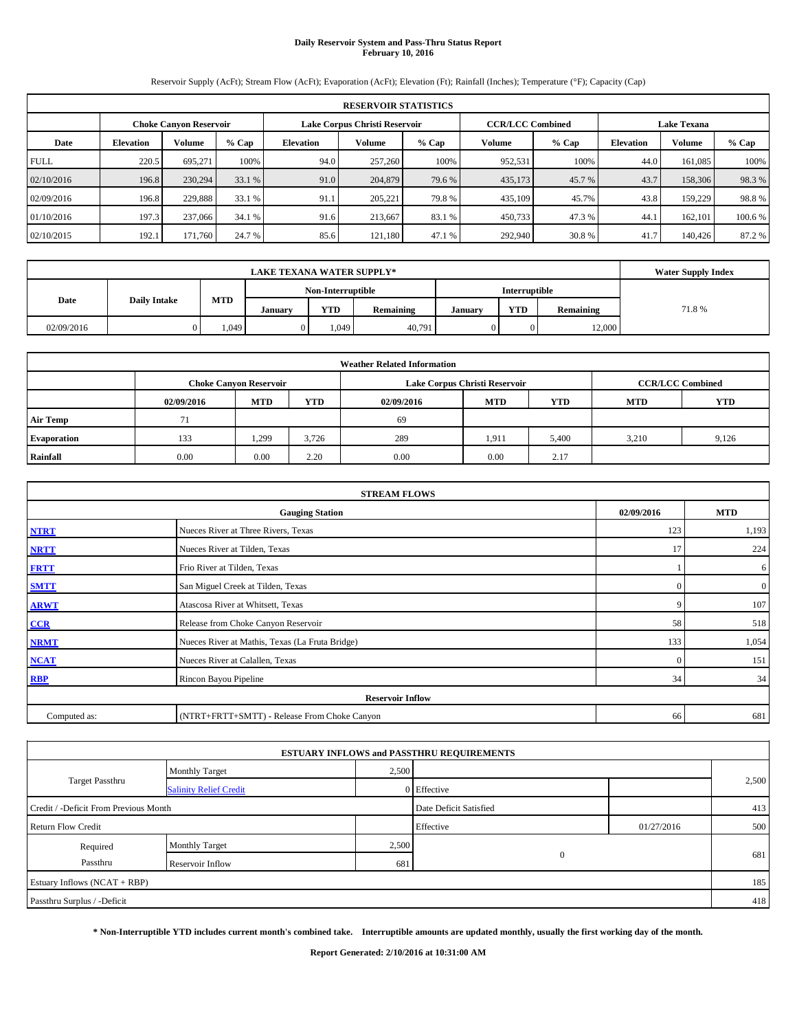# Daily Reservoir System and Pass-Thru Status Report
## February 10, 2016

Reservoir Supply (AcFt); Stream Flow (AcFt); Evaporation (AcFt); Elevation (Ft); Rainfall (Inches); Temperature (°F); Capacity (Cap)

| RESERVOIR STATISTICS | | | | | | | | | | | |
|---|---|---|---|---|---|---|---|---|---|---|---|
| | Choke Canyon Reservoir | | | Lake Corpus Christi Reservoir | | | CCR/LCC Combined | | Lake Texana | | |
| Date | Elevation | Volume | % Cap | Elevation | Volume | % Cap | Volume | % Cap | Elevation | Volume | % Cap |
| FULL | 220.5 | 695,271 | 100% | 94.0 | 257,260 | 100% | 952,531 | 100% | 44.0 | 161,085 | 100% |
| 02/10/2016 | 196.8 | 230,294 | 33.1 % | 91.0 | 204,879 | 79.6 % | 435,173 | 45.7 % | 43.7 | 158,306 | 98.3 % |
| 02/09/2016 | 196.8 | 229,888 | 33.1 % | 91.1 | 205,221 | 79.8 % | 435,109 | 45.7% | 43.8 | 159,229 | 98.8 % |
| 01/10/2016 | 197.3 | 237,066 | 34.1 % | 91.6 | 213,667 | 83.1 % | 450,733 | 47.3 % | 44.1 | 162,101 | 100.6 % |
| 02/10/2015 | 192.1 | 171,760 | 24.7 % | 85.6 | 121,180 | 47.1 % | 292,940 | 30.8 % | 41.7 | 140,426 | 87.2 % |

| LAKE TEXANA WATER SUPPLY* | | | | | | | | | Water Supply Index |
|---|---|---|---|---|---|---|---|---|---|
| Date | Daily Intake | MTD | Non-Interruptible | | | Interruptible | | | |
| | | | January | YTD | Remaining | January | YTD | Remaining | |
| 02/09/2016 | 0 | 1,049 | 0 | 1,049 | 40,791 | 0 | 0 | 12,000 | 71.8 % |

| Weather Related Information | | | | | | | |
|---|---|---|---|---|---|---|---|
| | Choke Canyon Reservoir | | | Lake Corpus Christi Reservoir | | | CCR/LCC Combined | |
| | 02/09/2016 | MTD | YTD | 02/09/2016 | MTD | YTD | MTD | YTD |
| Air Temp | 71 | | | 69 | | | | |
| Evaporation | 133 | 1,299 | 3,726 | 289 | 1,911 | 5,400 | 3,210 | 9,126 |
| Rainfall | 0.00 | 0.00 | 2.20 | 0.00 | 0.00 | 2.17 | | |

| STREAM FLOWS | | | |
|---|---|---|---|
| | Gauging Station | 02/09/2016 | MTD |
| NTRT | Nueces River at Three Rivers, Texas | 123 | 1,193 |
| NRTT | Nueces River at Tilden, Texas | 17 | 224 |
| FRTT | Frio River at Tilden, Texas | 1 | 6 |
| SMTT | San Miguel Creek at Tilden, Texas | 0 | 0 |
| ARWT | Atascosa River at Whitsett, Texas | 9 | 107 |
| CCR | Release from Choke Canyon Reservoir | 58 | 518 |
| NRMT | Nueces River at Mathis, Texas (La Fruta Bridge) | 133 | 1,054 |
| NCAT | Nueces River at Calallen, Texas | 0 | 151 |
| RBP | Rincon Bayou Pipeline | 34 | 34 |
| **Reservoir Inflow** | | | |
| Computed as: | (NTRT+FRTT+SMTT) - Release From Choke Canyon | 66 | 681 |

| ESTUARY INFLOWS and PASSTHRU REQUIREMENTS | | | | | |
|---|---|---|---|---|---|
| Target Passthru | Monthly Target | 2,500 | | | 2,500 |
| | Salinity Relief Credit | 0 | Effective | | |
| Credit / -Deficit From Previous Month | | | Date Deficit Satisfied | | 413 |
| Return Flow Credit | | | Effective | 01/27/2016 | 500 |
| Required Passthru | Monthly Target | 2,500 | 0 | | 681 |
| | Reservoir Inflow | 681 | | | |
| Estuary Inflows (NCAT + RBP) | | | | | 185 |
| Passthru Surplus / -Deficit | | | | | 418 |

**\* Non-Interruptible YTD includes current month's combined take. Interruptible amounts are updated monthly, usually the first working day of the month.**

**Report Generated: 2/10/2016 at 10:31:00 AM**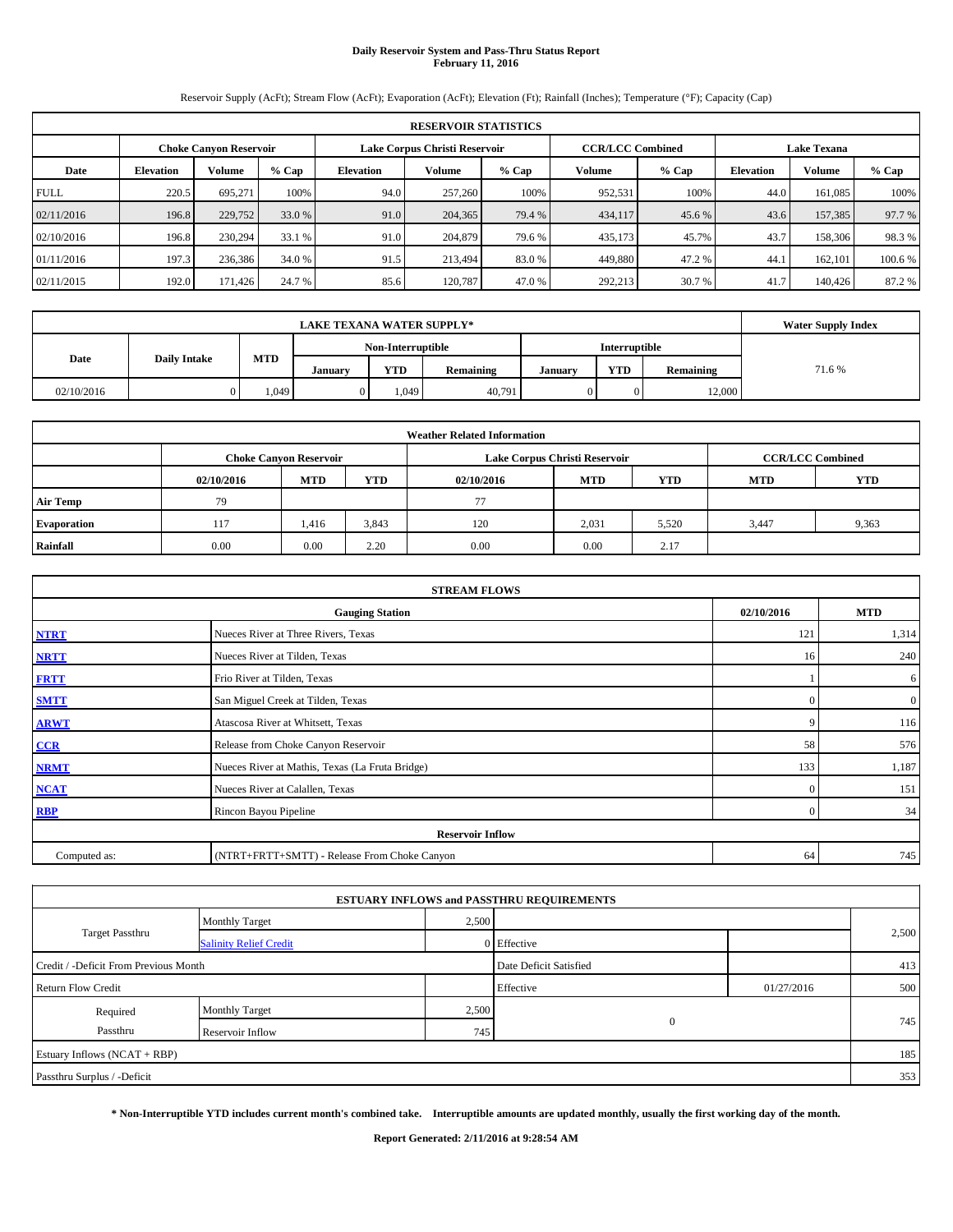# Daily Reservoir System and Pass-Thru Status Report
## February 11, 2016

Reservoir Supply (AcFt); Stream Flow (AcFt); Evaporation (AcFt); Elevation (Ft); Rainfall (Inches); Temperature (°F); Capacity (Cap)

| RESERVOIR STATISTICS | | | | | | | | | | | |
|---|---|---|---|---|---|---|---|---|---|---|---|
| | Choke Canyon Reservoir | | | Lake Corpus Christi Reservoir | | | CCR/LCC Combined | | Lake Texana | | |
| Date | Elevation | Volume | % Cap | Elevation | Volume | % Cap | Volume | % Cap | Elevation | Volume | % Cap |
| FULL | 220.5 | 695,271 | 100% | 94.0 | 257,260 | 100% | 952,531 | 100% | 44.0 | 161,085 | 100% |
| 02/11/2016 | 196.8 | 229,752 | 33.0 % | 91.0 | 204,365 | 79.4 % | 434,117 | 45.6 % | 43.6 | 157,385 | 97.7 % |
| 02/10/2016 | 196.8 | 230,294 | 33.1 % | 91.0 | 204,879 | 79.6 % | 435,173 | 45.7% | 43.7 | 158,306 | 98.3 % |
| 01/11/2016 | 197.3 | 236,386 | 34.0 % | 91.5 | 213,494 | 83.0 % | 449,880 | 47.2 % | 44.1 | 162,101 | 100.6 % |
| 02/11/2015 | 192.0 | 171,426 | 24.7 % | 85.6 | 120,787 | 47.0 % | 292,213 | 30.7 % | 41.7 | 140,426 | 87.2 % |

| LAKE TEXANA WATER SUPPLY* | | | | | | | | | Water Supply Index |
|---|---|---|---|---|---|---|---|---|---|
| Date | Daily Intake | MTD | Non-Interruptible | | | Interruptible | | | |
| | | | January | YTD | Remaining | January | YTD | Remaining | |
| 02/10/2016 | 0 | 1,049 | 0 | 1,049 | 40,791 | 0 | 0 | 12,000 | 71.6 % |

| Weather Related Information | | | | | | | | |
|---|---|---|---|---|---|---|---|---|
| | Choke Canyon Reservoir | | | Lake Corpus Christi Reservoir | | | CCR/LCC Combined | |
| | 02/10/2016 | MTD | YTD | 02/10/2016 | MTD | YTD | MTD | YTD |
| Air Temp | 79 | | | 77 | | | | |
| Evaporation | 117 | 1,416 | 3,843 | 120 | 2,031 | 5,520 | 3,447 | 9,363 |
| Rainfall | 0.00 | 0.00 | 2.20 | 0.00 | 0.00 | 2.17 | | |

| STREAM FLOWS | | | |
|---|---|---|---|
| | Gauging Station | 02/10/2016 | MTD |
| NTRT | Nueces River at Three Rivers, Texas | 121 | 1,314 |
| NRTT | Nueces River at Tilden, Texas | 16 | 240 |
| FRTT | Frio River at Tilden, Texas | 1 | 6 |
| SMTT | San Miguel Creek at Tilden, Texas | 0 | 0 |
| ARWT | Atascosa River at Whitsett, Texas | 9 | 116 |
| CCR | Release from Choke Canyon Reservoir | 58 | 576 |
| NRMT | Nueces River at Mathis, Texas (La Fruta Bridge) | 133 | 1,187 |
| NCAT | Nueces River at Calallen, Texas | 0 | 151 |
| RBP | Rincon Bayou Pipeline | 0 | 34 |
| Reservoir Inflow | | | |
| Computed as: | (NTRT+FRTT+SMTT) - Release From Choke Canyon | 64 | 745 |

| ESTUARY INFLOWS and PASSTHRU REQUIREMENTS | | | | | |
|---|---|---|---|---|---|
| Target Passthru | Monthly Target | 2,500 | | | 2,500 |
| | Salinity Relief Credit | 0 | Effective | | |
| Credit / -Deficit From Previous Month | | | Date Deficit Satisfied | | 413 |
| Return Flow Credit | | | Effective | 01/27/2016 | 500 |
| Required Passthru | Monthly Target | 2,500 | 0 | | 745 |
| | Reservoir Inflow | 745 | | | |
| Estuary Inflows (NCAT + RBP) | | | | | 185 |
| Passthru Surplus / -Deficit | | | | | 353 |

**\* Non-Interruptible YTD includes current month's combined take. Interruptible amounts are updated monthly, usually the first working day of the month.**

**Report Generated: 2/11/2016 at 9:28:54 AM**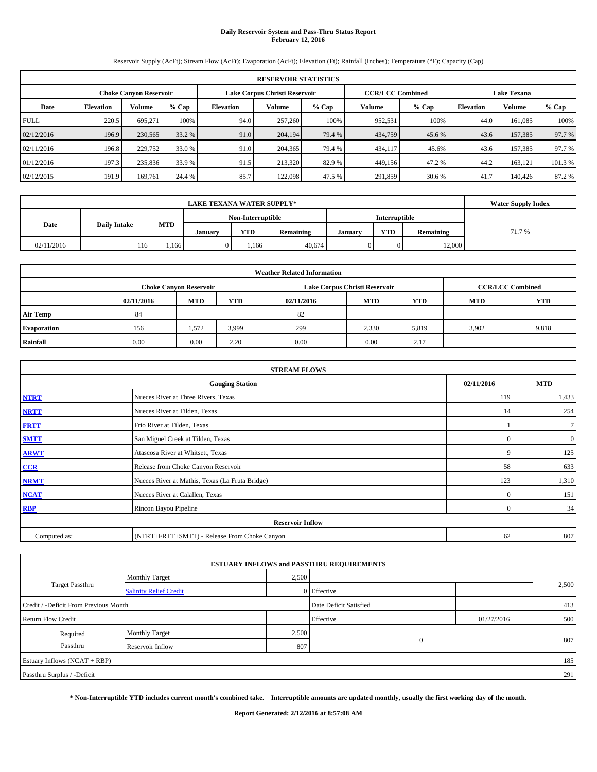# Daily Reservoir System and Pass-Thru Status Report
## February 12, 2016

Reservoir Supply (AcFt); Stream Flow (AcFt); Evaporation (AcFt); Elevation (Ft); Rainfall (Inches); Temperature (°F); Capacity (Cap)

| RESERVOIR STATISTICS | | | | | | | | | | | |
|---|---|---|---|---|---|---|---|---|---|---|---|
| | Choke Canyon Reservoir | | | Lake Corpus Christi Reservoir | | | CCR/LCC Combined | | Lake Texana | | |
| Date | Elevation | Volume | % Cap | Elevation | Volume | % Cap | Volume | % Cap | Elevation | Volume | % Cap |
| FULL | 220.5 | 695,271 | 100% | 94.0 | 257,260 | 100% | 952,531 | 100% | 44.0 | 161,085 | 100% |
| 02/12/2016 | 196.9 | 230,565 | 33.2 % | 91.0 | 204,194 | 79.4 % | 434,759 | 45.6 % | 43.6 | 157,385 | 97.7 % |
| 02/11/2016 | 196.8 | 229,752 | 33.0 % | 91.0 | 204,365 | 79.4 % | 434,117 | 45.6% | 43.6 | 157,385 | 97.7 % |
| 01/12/2016 | 197.3 | 235,836 | 33.9 % | 91.5 | 213,320 | 82.9 % | 449,156 | 47.2 % | 44.2 | 163,121 | 101.3 % |
| 02/12/2015 | 191.9 | 169,761 | 24.4 % | 85.7 | 122,098 | 47.5 % | 291,859 | 30.6 % | 41.7 | 140,426 | 87.2 % |

| LAKE TEXANA WATER SUPPLY* | | | | | | | | | Water Supply Index |
|---|---|---|---|---|---|---|---|---|---|
| Date | Daily Intake | MTD | Non-Interruptible | | | Interruptible | | | |
| | | | January | YTD | Remaining | January | YTD | Remaining | |
| 02/11/2016 | 116 | 1,166 | 0 | 1,166 | 40,674 | 0 | 0 | 12,000 | 71.7 % |

| Weather Related Information | | | | | | | | |
|---|---|---|---|---|---|---|---|---|
| | Choke Canyon Reservoir | | | Lake Corpus Christi Reservoir | | | CCR/LCC Combined | |
| | 02/11/2016 | MTD | YTD | 02/11/2016 | MTD | YTD | MTD | YTD |
| Air Temp | 84 | | | 82 | | | | |
| Evaporation | 156 | 1,572 | 3,999 | 299 | 2,330 | 5,819 | 3,902 | 9,818 |
| Rainfall | 0.00 | 0.00 | 2.20 | 0.00 | 0.00 | 2.17 | | |

| STREAM FLOWS | | | |
|---|---|---|---|
| | Gauging Station | 02/11/2016 | MTD |
| NTRT | Nueces River at Three Rivers, Texas | 119 | 1,433 |
| NRTT | Nueces River at Tilden, Texas | 14 | 254 |
| FRTT | Frio River at Tilden, Texas | 1 | 7 |
| SMTT | San Miguel Creek at Tilden, Texas | 0 | 0 |
| ARWT | Atascosa River at Whitsett, Texas | 9 | 125 |
| CCR | Release from Choke Canyon Reservoir | 58 | 633 |
| NRMT | Nueces River at Mathis, Texas (La Fruta Bridge) | 123 | 1,310 |
| NCAT | Nueces River at Calallen, Texas | 0 | 151 |
| RBP | Rincon Bayou Pipeline | 0 | 34 |
| | Reservoir Inflow | | |
| Computed as: | (NTRT+FRTT+SMTT) - Release From Choke Canyon | 62 | 807 |

| ESTUARY INFLOWS and PASSTHRU REQUIREMENTS | | | | | |
|---|---|---|---|---|---|
| Target Passthru | Monthly Target | 2,500 | | | 2,500 |
| | Salinity Relief Credit | 0 | Effective | | |
| Credit / -Deficit From Previous Month | | | Date Deficit Satisfied | | 413 |
| Return Flow Credit | | | Effective | 01/27/2016 | 500 |
| Required Passthru | Monthly Target | 2,500 | 0 | | 807 |
| | Reservoir Inflow | 807 | | | |
| Estuary Inflows (NCAT + RBP) | | | | | 185 |
| Passthru Surplus / -Deficit | | | | | 291 |

**\* Non-Interruptible YTD includes current month's combined take. Interruptible amounts are updated monthly, usually the first working day of the month.**

**Report Generated: 2/12/2016 at 8:57:08 AM**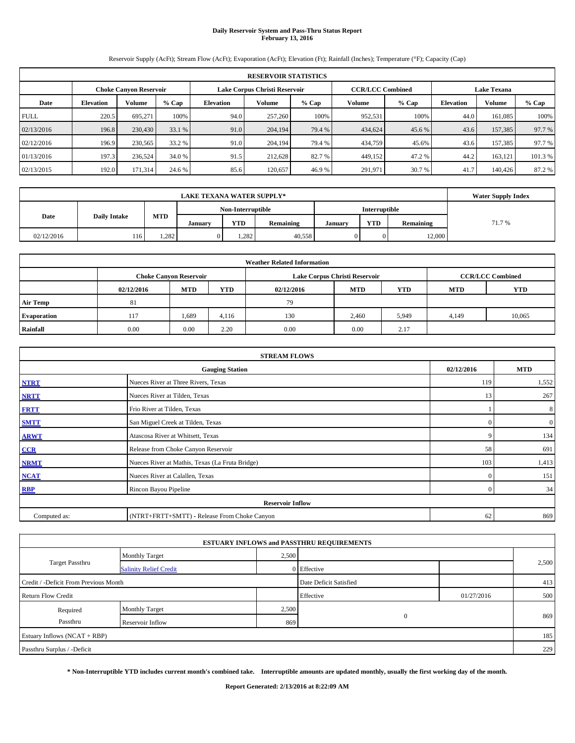# Daily Reservoir System and Pass-Thru Status Report
## February 13, 2016

Reservoir Supply (AcFt); Stream Flow (AcFt); Evaporation (AcFt); Elevation (Ft); Rainfall (Inches); Temperature (°F); Capacity (Cap)

| RESERVOIR STATISTICS | | | | | | | | | | | |
|---|---|---|---|---|---|---|---|---|---|---|---|
| | Choke Canyon Reservoir | | | Lake Corpus Christi Reservoir | | | CCR/LCC Combined | | Lake Texana | | |
| Date | Elevation | Volume | % Cap | Elevation | Volume | % Cap | Volume | % Cap | Elevation | Volume | % Cap |
| FULL | 220.5 | 695,271 | 100% | 94.0 | 257,260 | 100% | 952,531 | 100% | 44.0 | 161,085 | 100% |
| 02/13/2016 | 196.8 | 230,430 | 33.1 % | 91.0 | 204,194 | 79.4 % | 434,624 | 45.6 % | 43.6 | 157,385 | 97.7 % |
| 02/12/2016 | 196.9 | 230,565 | 33.2 % | 91.0 | 204,194 | 79.4 % | 434,759 | 45.6% | 43.6 | 157,385 | 97.7 % |
| 01/13/2016 | 197.3 | 236,524 | 34.0 % | 91.5 | 212,628 | 82.7 % | 449,152 | 47.2 % | 44.2 | 163,121 | 101.3 % |
| 02/13/2015 | 192.0 | 171,314 | 24.6 % | 85.6 | 120,657 | 46.9 % | 291,971 | 30.7 % | 41.7 | 140,426 | 87.2 % |

| LAKE TEXANA WATER SUPPLY* | | | | | | | | | Water Supply Index |
|---|---|---|---|---|---|---|---|---|---|
| Date | Daily Intake | MTD | Non-Interruptible | | | Interruptible | | | |
| | | | January | YTD | Remaining | January | YTD | Remaining | |
| 02/12/2016 | 116 | 1,282 | 0 | 1,282 | 40,558 | 0 | 0 | 12,000 | 71.7 % |

| Weather Related Information | | | | | | | | |
|---|---|---|---|---|---|---|---|---|
| | Choke Canyon Reservoir | | | Lake Corpus Christi Reservoir | | | CCR/LCC Combined | |
| | 02/12/2016 | MTD | YTD | 02/12/2016 | MTD | YTD | MTD | YTD |
| Air Temp | 81 | | | 79 | | | | |
| Evaporation | 117 | 1,689 | 4,116 | 130 | 2,460 | 5,949 | 4,149 | 10,065 |
| Rainfall | 0.00 | 0.00 | 2.20 | 0.00 | 0.00 | 2.17 | | |

| STREAM FLOWS | | | |
|---|---|---|---|
| | Gauging Station | 02/12/2016 | MTD |
| NTRT | Nueces River at Three Rivers, Texas | 119 | 1,552 |
| NRTT | Nueces River at Tilden, Texas | 13 | 267 |
| FRTT | Frio River at Tilden, Texas | 1 | 8 |
| SMTT | San Miguel Creek at Tilden, Texas | 0 | 0 |
| ARWT | Atascosa River at Whitsett, Texas | 9 | 134 |
| CCR | Release from Choke Canyon Reservoir | 58 | 691 |
| NRMT | Nueces River at Mathis, Texas (La Fruta Bridge) | 103 | 1,413 |
| NCAT | Nueces River at Calallen, Texas | 0 | 151 |
| RBP | Rincon Bayou Pipeline | 0 | 34 |
| Reservoir Inflow | | | |
| Computed as: | (NTRT+FRTT+SMTT) - Release From Choke Canyon | 62 | 869 |

| ESTUARY INFLOWS and PASSTHRU REQUIREMENTS | | | | | |
|---|---|---|---|---|---|
| Target Passthru | Monthly Target | 2,500 | | | 2,500 |
| | Salinity Relief Credit | 0 | Effective | | |
| Credit / -Deficit From Previous Month | | | Date Deficit Satisfied | | 413 |
| Return Flow Credit | | | Effective | 01/27/2016 | 500 |
| Required Passthru | Monthly Target | 2,500 | 0 | | 869 |
| | Reservoir Inflow | 869 | | | |
| Estuary Inflows (NCAT + RBP) | | | | | 185 |
| Passthru Surplus / -Deficit | | | | | 229 |

**\* Non-Interruptible YTD includes current month's combined take. Interruptible amounts are updated monthly, usually the first working day of the month.**

**Report Generated: 2/13/2016 at 8:22:09 AM**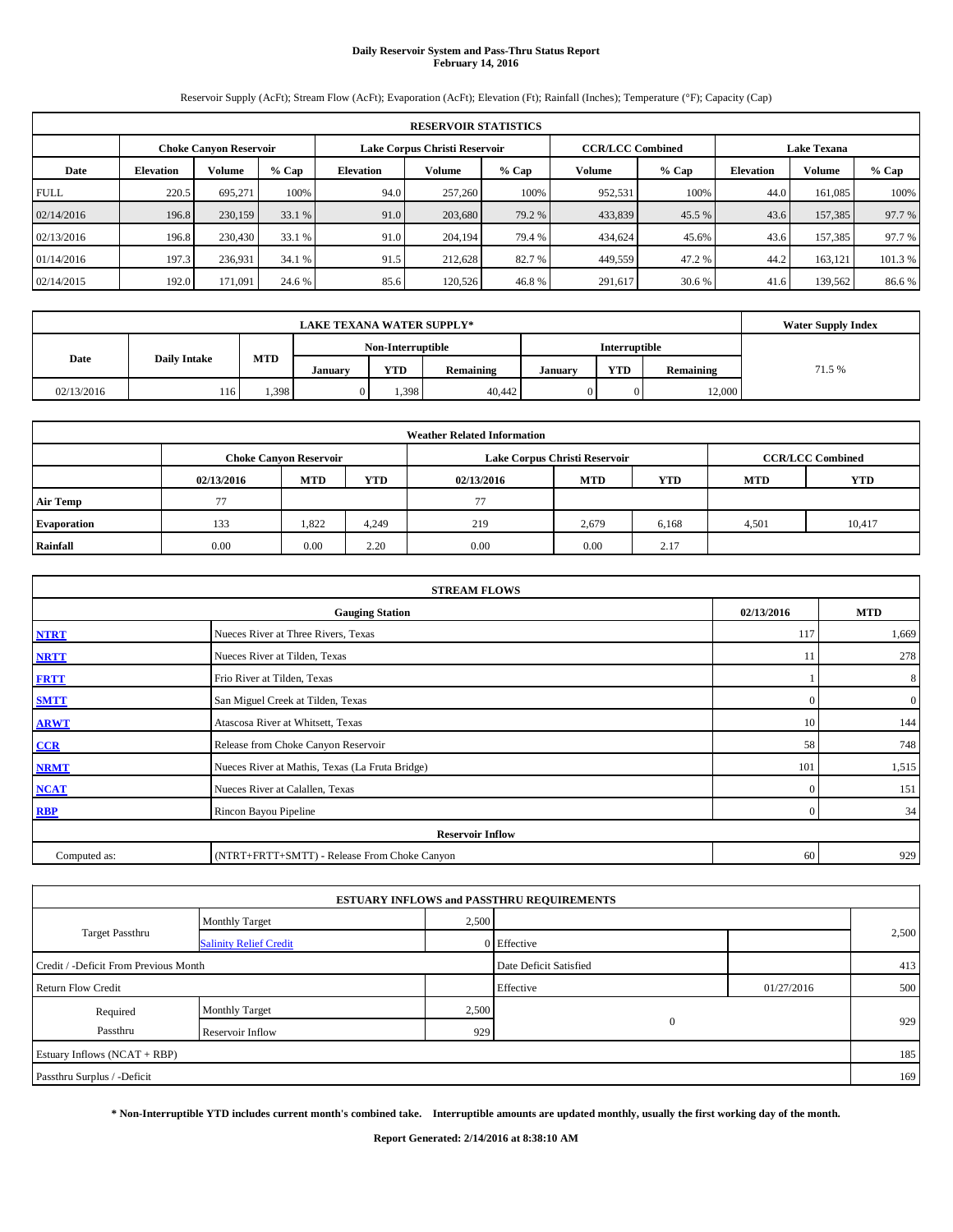# Daily Reservoir System and Pass-Thru Status Report
## February 14, 2016

Reservoir Supply (AcFt); Stream Flow (AcFt); Evaporation (AcFt); Elevation (Ft); Rainfall (Inches); Temperature (°F); Capacity (Cap)

| RESERVOIR STATISTICS | | | | | | | | | | | |
|---|---|---|---|---|---|---|---|---|---|---|---|
| | Choke Canyon Reservoir | | | Lake Corpus Christi Reservoir | | | CCR/LCC Combined | | Lake Texana | | |
| Date | Elevation | Volume | % Cap | Elevation | Volume | % Cap | Volume | % Cap | Elevation | Volume | % Cap |
| FULL | 220.5 | 695,271 | 100% | 94.0 | 257,260 | 100% | 952,531 | 100% | 44.0 | 161,085 | 100% |
| 02/14/2016 | 196.8 | 230,159 | 33.1 % | 91.0 | 203,680 | 79.2 % | 433,839 | 45.5 % | 43.6 | 157,385 | 97.7 % |
| 02/13/2016 | 196.8 | 230,430 | 33.1 % | 91.0 | 204,194 | 79.4 % | 434,624 | 45.6% | 43.6 | 157,385 | 97.7 % |
| 01/14/2016 | 197.3 | 236,931 | 34.1 % | 91.5 | 212,628 | 82.7 % | 449,559 | 47.2 % | 44.2 | 163,121 | 101.3 % |
| 02/14/2015 | 192.0 | 171,091 | 24.6 % | 85.6 | 120,526 | 46.8 % | 291,617 | 30.6 % | 41.6 | 139,562 | 86.6 % |

| LAKE TEXANA WATER SUPPLY* | | | | | | | | | Water Supply Index |
|---|---|---|---|---|---|---|---|---|---|
| Date | Daily Intake | MTD | Non-Interruptible | | | Interruptible | | | |
| | | | January | YTD | Remaining | January | YTD | Remaining | |
| 02/13/2016 | 116 | 1,398 | 0 | 1,398 | 40,442 | 0 | 0 | 12,000 | 71.5 % |

| Weather Related Information | | | | | | | | |
|---|---|---|---|---|---|---|---|---|
| | Choke Canyon Reservoir | | | Lake Corpus Christi Reservoir | | | CCR/LCC Combined | |
| | 02/13/2016 | MTD | YTD | 02/13/2016 | MTD | YTD | MTD | YTD |
| Air Temp | 77 | | | 77 | | | | |
| Evaporation | 133 | 1,822 | 4,249 | 219 | 2,679 | 6,168 | 4,501 | 10,417 |
| Rainfall | 0.00 | 0.00 | 2.20 | 0.00 | 0.00 | 2.17 | | |

| STREAM FLOWS | | | |
|---|---|---|---|
| | Gauging Station | 02/13/2016 | MTD |
| NTRT | Nueces River at Three Rivers, Texas | 117 | 1,669 |
| NRTT | Nueces River at Tilden, Texas | 11 | 278 |
| FRTT | Frio River at Tilden, Texas | 1 | 8 |
| SMTT | San Miguel Creek at Tilden, Texas | 0 | 0 |
| ARWT | Atascosa River at Whitsett, Texas | 10 | 144 |
| CCR | Release from Choke Canyon Reservoir | 58 | 748 |
| NRMT | Nueces River at Mathis, Texas (La Fruta Bridge) | 101 | 1,515 |
| NCAT | Nueces River at Calallen, Texas | 0 | 151 |
| RBP | Rincon Bayou Pipeline | 0 | 34 |
| | Reservoir Inflow | | |
| Computed as: | (NTRT+FRTT+SMTT) - Release From Choke Canyon | 60 | 929 |

| ESTUARY INFLOWS and PASSTHRU REQUIREMENTS | | | | | |
|---|---|---|---|---|---|
| Target Passthru | Monthly Target | 2,500 | | | 2,500 |
| | Salinity Relief Credit | 0 | Effective | | |
| Credit / -Deficit From Previous Month | | | Date Deficit Satisfied | | 413 |
| Return Flow Credit | | | Effective | 01/27/2016 | 500 |
| Required Passthru | Monthly Target | 2,500 | 0 | | 929 |
| | Reservoir Inflow | 929 | | | |
| Estuary Inflows (NCAT + RBP) | | | | | 185 |
| Passthru Surplus / -Deficit | | | | | 169 |

**\* Non-Interruptible YTD includes current month's combined take. Interruptible amounts are updated monthly, usually the first working day of the month.**

**Report Generated: 2/14/2016 at 8:38:10 AM**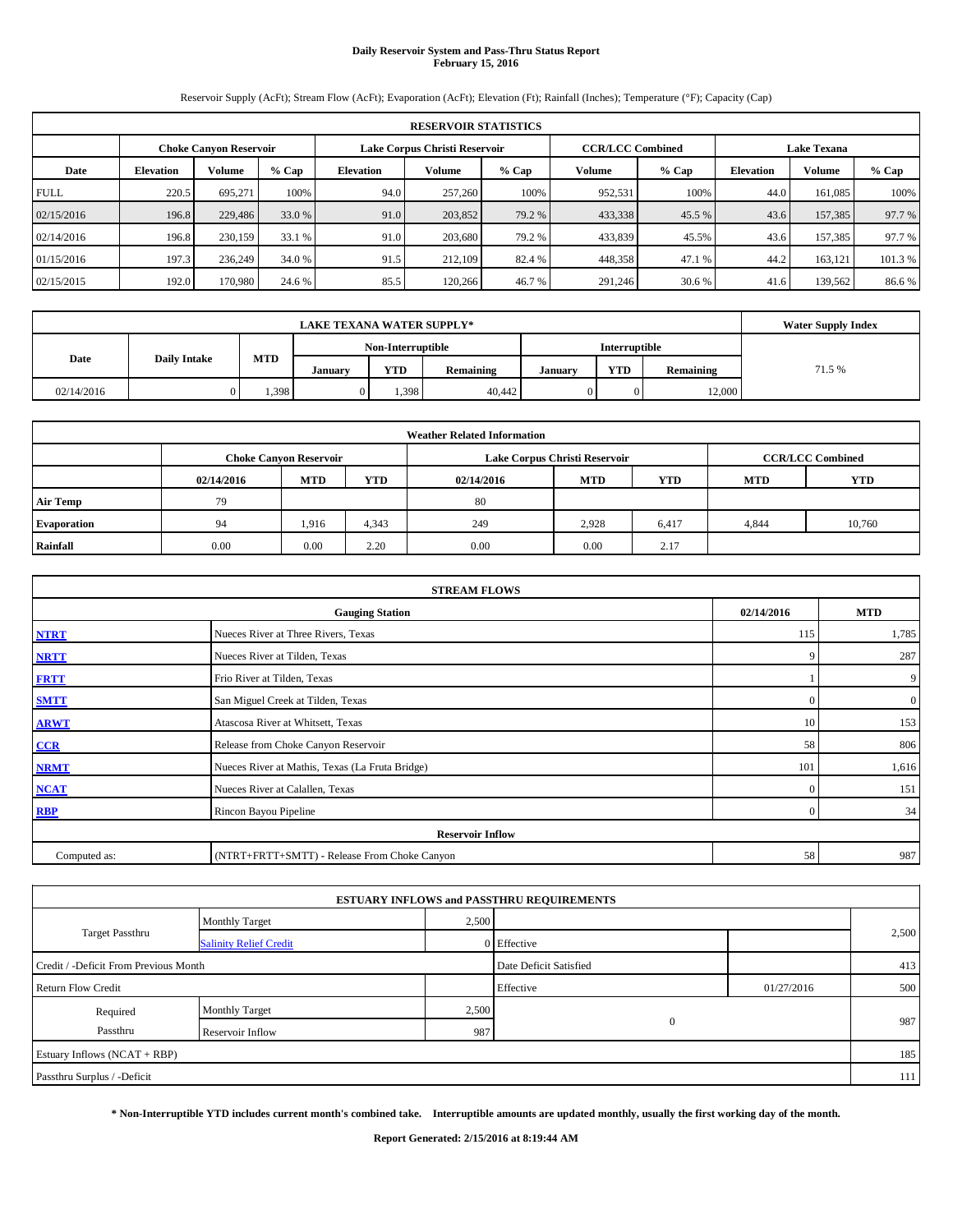# Daily Reservoir System and Pass-Thru Status Report
**February 15, 2016**

Reservoir Supply (AcFt); Stream Flow (AcFt); Evaporation (AcFt); Elevation (Ft); Rainfall (Inches); Temperature (°F); Capacity (Cap)

| RESERVOIR STATISTICS | | | | | | | | | | | |
|---|---|---|---|---|---|---|---|---|---|---|---|
| | Choke Canyon Reservoir | | | Lake Corpus Christi Reservoir | | | CCR/LCC Combined | | Lake Texana | | |
| Date | Elevation | Volume | % Cap | Elevation | Volume | % Cap | Volume | % Cap | Elevation | Volume | % Cap |
| FULL | 220.5 | 695,271 | 100% | 94.0 | 257,260 | 100% | 952,531 | 100% | 44.0 | 161,085 | 100% |
| 02/15/2016 | 196.8 | 229,486 | 33.0 % | 91.0 | 203,852 | 79.2 % | 433,338 | 45.5 % | 43.6 | 157,385 | 97.7 % |
| 02/14/2016 | 196.8 | 230,159 | 33.1 % | 91.0 | 203,680 | 79.2 % | 433,839 | 45.5% | 43.6 | 157,385 | 97.7 % |
| 01/15/2016 | 197.3 | 236,249 | 34.0 % | 91.5 | 212,109 | 82.4 % | 448,358 | 47.1 % | 44.2 | 163,121 | 101.3 % |
| 02/15/2015 | 192.0 | 170,980 | 24.6 % | 85.5 | 120,266 | 46.7 % | 291,246 | 30.6 % | 41.6 | 139,562 | 86.6 % |

| LAKE TEXANA WATER SUPPLY* | | | | | | | | | Water Supply Index |
|---|---|---|---|---|---|---|---|---|---|
| Date | Daily Intake | MTD | Non-Interruptible | | | Interruptible | | | |
| | | | January | YTD | Remaining | January | YTD | Remaining | |
| 02/14/2016 | 0 | 1,398 | 0 | 1,398 | 40,442 | 0 | 0 | 12,000 | 71.5 % |

| Weather Related Information | | | | | | | | |
|---|---|---|---|---|---|---|---|---|
| | Choke Canyon Reservoir | | | Lake Corpus Christi Reservoir | | | CCR/LCC Combined | |
| | 02/14/2016 | MTD | YTD | 02/14/2016 | MTD | YTD | MTD | YTD |
| Air Temp | 79 | | | 80 | | | | |
| Evaporation | 94 | 1,916 | 4,343 | 249 | 2,928 | 6,417 | 4,844 | 10,760 |
| Rainfall | 0.00 | 0.00 | 2.20 | 0.00 | 0.00 | 2.17 | | |

| STREAM FLOWS | | | |
|---|---|---|---|
| | Gauging Station | 02/14/2016 | MTD |
| NTRT | Nueces River at Three Rivers, Texas | 115 | 1,785 |
| NRTT | Nueces River at Tilden, Texas | 9 | 287 |
| FRTT | Frio River at Tilden, Texas | 1 | 9 |
| SMTT | San Miguel Creek at Tilden, Texas | 0 | 0 |
| ARWT | Atascosa River at Whitsett, Texas | 10 | 153 |
| CCR | Release from Choke Canyon Reservoir | 58 | 806 |
| NRMT | Nueces River at Mathis, Texas (La Fruta Bridge) | 101 | 1,616 |
| NCAT | Nueces River at Calallen, Texas | 0 | 151 |
| RBP | Rincon Bayou Pipeline | 0 | 34 |
| | Reservoir Inflow | | |
| Computed as: | (NTRT+FRTT+SMTT) - Release From Choke Canyon | 58 | 987 |

| ESTUARY INFLOWS and PASSTHRU REQUIREMENTS | | | | | |
|---|---|---|---|---|---|
| Target Passthru | Monthly Target | 2,500 | | | 2,500 |
| | Salinity Relief Credit | 0 | Effective | | |
| Credit / -Deficit From Previous Month | | | Date Deficit Satisfied | | 413 |
| Return Flow Credit | | | Effective | 01/27/2016 | 500 |
| Required Passthru | Monthly Target | 2,500 | 0 | | 987 |
| | Reservoir Inflow | 987 | | | |
| Estuary Inflows (NCAT + RBP) | | | | | 185 |
| Passthru Surplus / -Deficit | | | | | 111 |

**\* Non-Interruptible YTD includes current month's combined take. Interruptible amounts are updated monthly, usually the first working day of the month.**

**Report Generated: 2/15/2016 at 8:19:44 AM**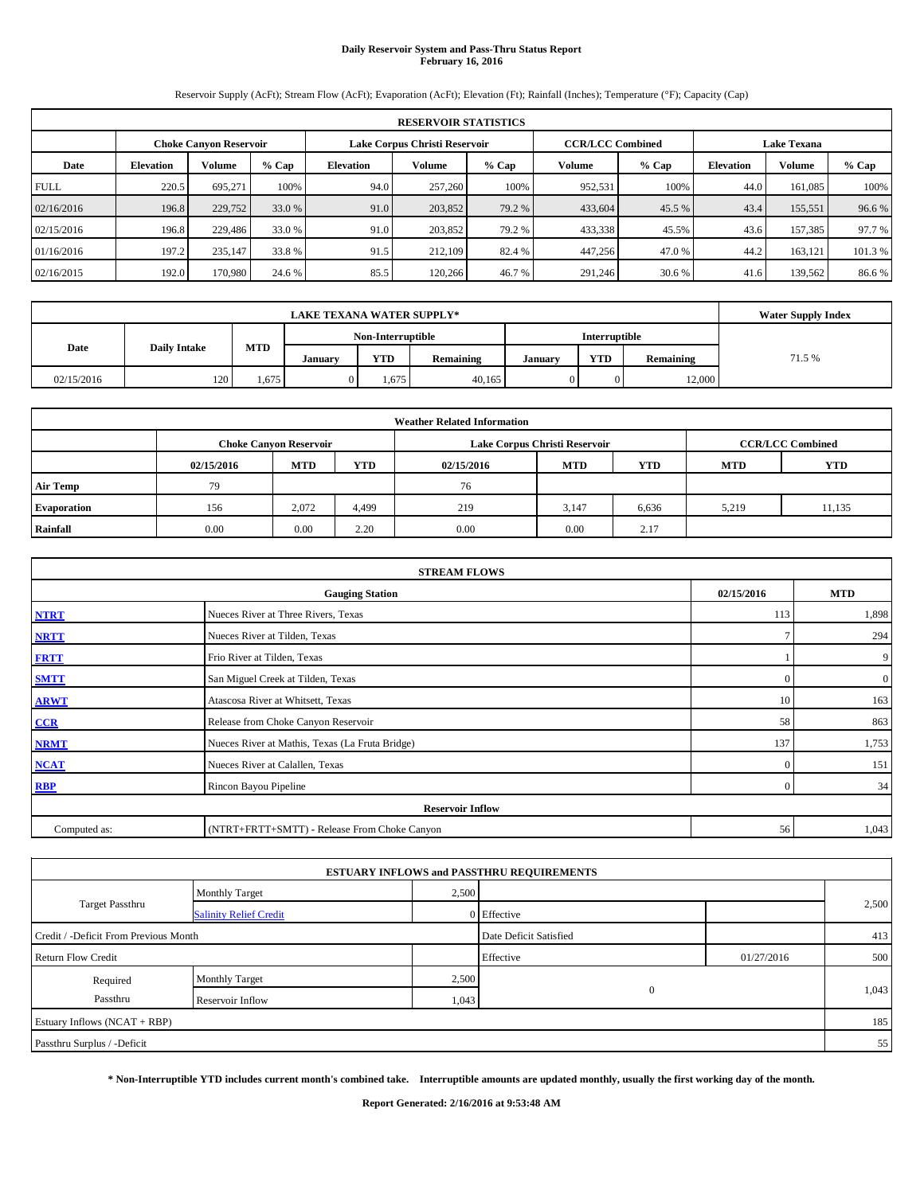# Daily Reservoir System and Pass-Thru Status Report
## February 16, 2016

Reservoir Supply (AcFt); Stream Flow (AcFt); Evaporation (AcFt); Elevation (Ft); Rainfall (Inches); Temperature (°F); Capacity (Cap)

| RESERVOIR STATISTICS | | | | | | | | | | | |
|---|---|---|---|---|---|---|---|---|---|---|---|
| | Choke Canyon Reservoir | | | Lake Corpus Christi Reservoir | | | CCR/LCC Combined | | Lake Texana | | |
| Date | Elevation | Volume | % Cap | Elevation | Volume | % Cap | Volume | % Cap | Elevation | Volume | % Cap |
| FULL | 220.5 | 695,271 | 100% | 94.0 | 257,260 | 100% | 952,531 | 100% | 44.0 | 161,085 | 100% |
| 02/16/2016 | 196.8 | 229,752 | 33.0 % | 91.0 | 203,852 | 79.2 % | 433,604 | 45.5 % | 43.4 | 155,551 | 96.6 % |
| 02/15/2016 | 196.8 | 229,486 | 33.0 % | 91.0 | 203,852 | 79.2 % | 433,338 | 45.5% | 43.6 | 157,385 | 97.7 % |
| 01/16/2016 | 197.2 | 235,147 | 33.8 % | 91.5 | 212,109 | 82.4 % | 447,256 | 47.0 % | 44.2 | 163,121 | 101.3 % |
| 02/16/2015 | 192.0 | 170,980 | 24.6 % | 85.5 | 120,266 | 46.7 % | 291,246 | 30.6 % | 41.6 | 139,562 | 86.6 % |

| LAKE TEXANA WATER SUPPLY* | | | | | | | | | Water Supply Index |
|---|---|---|---|---|---|---|---|---|---|
| Date | Daily Intake | MTD | Non-Interruptible | | | Interruptible | | | |
| | | | January | YTD | Remaining | January | YTD | Remaining | |
| 02/15/2016 | 120 | 1,675 | 0 | 1,675 | 40,165 | 0 | 0 | 12,000 | 71.5 % |

| Weather Related Information | | | | | | | | |
|---|---|---|---|---|---|---|---|---|
| | Choke Canyon Reservoir | | | Lake Corpus Christi Reservoir | | | CCR/LCC Combined | |
| | 02/15/2016 | MTD | YTD | 02/15/2016 | MTD | YTD | MTD | YTD |
| Air Temp | 79 | | | 76 | | | | |
| Evaporation | 156 | 2,072 | 4,499 | 219 | 3,147 | 6,636 | 5,219 | 11,135 |
| Rainfall | 0.00 | 0.00 | 2.20 | 0.00 | 0.00 | 2.17 | | |

| STREAM FLOWS | | | |
|---|---|---|---|
| | Gauging Station | 02/15/2016 | MTD |
| NTRT | Nueces River at Three Rivers, Texas | 113 | 1,898 |
| NRTT | Nueces River at Tilden, Texas | 7 | 294 |
| FRTT | Frio River at Tilden, Texas | 1 | 9 |
| SMTT | San Miguel Creek at Tilden, Texas | 0 | 0 |
| ARWT | Atascosa River at Whitsett, Texas | 10 | 163 |
| CCR | Release from Choke Canyon Reservoir | 58 | 863 |
| NRMT | Nueces River at Mathis, Texas (La Fruta Bridge) | 137 | 1,753 |
| NCAT | Nueces River at Calallen, Texas | 0 | 151 |
| RBP | Rincon Bayou Pipeline | 0 | 34 |
| Reservoir Inflow | | | |
| Computed as: | (NTRT+FRTT+SMTT) - Release From Choke Canyon | 56 | 1,043 |

| ESTUARY INFLOWS and PASSTHRU REQUIREMENTS | | | | | |
|---|---|---|---|---|---|
| Target Passthru | Monthly Target | 2,500 | | | 2,500 |
| | Salinity Relief Credit | 0 | Effective | | |
| Credit / -Deficit From Previous Month | | | Date Deficit Satisfied | | 413 |
| Return Flow Credit | | | Effective | 01/27/2016 | 500 |
| Required Passthru | Monthly Target | 2,500 | 0 | | 1,043 |
| | Reservoir Inflow | 1,043 | | | |
| Estuary Inflows (NCAT + RBP) | | | | | 185 |
| Passthru Surplus / -Deficit | | | | | 55 |

**\* Non-Interruptible YTD includes current month's combined take. Interruptible amounts are updated monthly, usually the first working day of the month.**

**Report Generated: 2/16/2016 at 9:53:48 AM**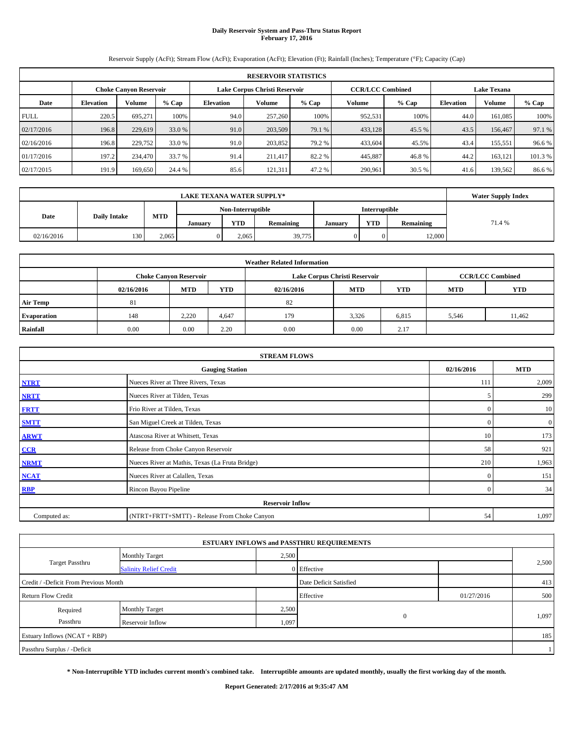# Daily Reservoir System and Pass-Thru Status Report
## February 17, 2016

Reservoir Supply (AcFt); Stream Flow (AcFt); Evaporation (AcFt); Elevation (Ft); Rainfall (Inches); Temperature (°F); Capacity (Cap)

| RESERVOIR STATISTICS | | | | | | | | | | | |
|---|---|---|---|---|---|---|---|---|---|---|---|
| | Choke Canyon Reservoir | | | Lake Corpus Christi Reservoir | | | CCR/LCC Combined | | Lake Texana | | |
| Date | Elevation | Volume | % Cap | Elevation | Volume | % Cap | Volume | % Cap | Elevation | Volume | % Cap |
| FULL | 220.5 | 695,271 | 100% | 94.0 | 257,260 | 100% | 952,531 | 100% | 44.0 | 161,085 | 100% |
| 02/17/2016 | 196.8 | 229,619 | 33.0 % | 91.0 | 203,509 | 79.1 % | 433,128 | 45.5 % | 43.5 | 156,467 | 97.1 % |
| 02/16/2016 | 196.8 | 229,752 | 33.0 % | 91.0 | 203,852 | 79.2 % | 433,604 | 45.5% | 43.4 | 155,551 | 96.6 % |
| 01/17/2016 | 197.2 | 234,470 | 33.7 % | 91.4 | 211,417 | 82.2 % | 445,887 | 46.8 % | 44.2 | 163,121 | 101.3 % |
| 02/17/2015 | 191.9 | 169,650 | 24.4 % | 85.6 | 121,311 | 47.2 % | 290,961 | 30.5 % | 41.6 | 139,562 | 86.6 % |

| LAKE TEXANA WATER SUPPLY* | | | | | | | | | Water Supply Index |
|---|---|---|---|---|---|---|---|---|---|
| Date | Daily Intake | MTD | Non-Interruptible | | | Interruptible | | | |
| | | | January | YTD | Remaining | January | YTD | Remaining | |
| 02/16/2016 | 130 | 2,065 | 0 | 2,065 | 39,775 | 0 | 0 | 12,000 | 71.4 % |

| Weather Related Information | | | | | | | | |
|---|---|---|---|---|---|---|---|---|
| | Choke Canyon Reservoir | | | Lake Corpus Christi Reservoir | | | CCR/LCC Combined | |
| | 02/16/2016 | MTD | YTD | 02/16/2016 | MTD | YTD | MTD | YTD |
| Air Temp | 81 | | | 82 | | | | |
| Evaporation | 148 | 2,220 | 4,647 | 179 | 3,326 | 6,815 | 5,546 | 11,462 |
| Rainfall | 0.00 | 0.00 | 2.20 | 0.00 | 0.00 | 2.17 | | |

| STREAM FLOWS | | | |
|---|---|---|---|
| | Gauging Station | 02/16/2016 | MTD |
| NTRT | Nueces River at Three Rivers, Texas | 111 | 2,009 |
| NRTT | Nueces River at Tilden, Texas | 5 | 299 |
| FRTT | Frio River at Tilden, Texas | 0 | 10 |
| SMTT | San Miguel Creek at Tilden, Texas | 0 | 0 |
| ARWT | Atascosa River at Whitsett, Texas | 10 | 173 |
| CCR | Release from Choke Canyon Reservoir | 58 | 921 |
| NRMT | Nueces River at Mathis, Texas (La Fruta Bridge) | 210 | 1,963 |
| NCAT | Nueces River at Calallen, Texas | 0 | 151 |
| RBP | Rincon Bayou Pipeline | 0 | 34 |
| | Reservoir Inflow | | |
| Computed as: | (NTRT+FRTT+SMTT) - Release From Choke Canyon | 54 | 1,097 |

| ESTUARY INFLOWS and PASSTHRU REQUIREMENTS | | | | | |
|---|---|---|---|---|---|
| Target Passthru | Monthly Target | 2,500 | | | 2,500 |
| | Salinity Relief Credit | 0 | Effective | | |
| Credit / -Deficit From Previous Month | | | Date Deficit Satisfied | | 413 |
| Return Flow Credit | | | Effective | 01/27/2016 | 500 |
| Required Passthru | Monthly Target | 2,500 | 0 | | 1,097 |
| | Reservoir Inflow | 1,097 | | | |
| Estuary Inflows (NCAT + RBP) | | | | | 185 |
| Passthru Surplus / -Deficit | | | | | 1 |

**\* Non-Interruptible YTD includes current month's combined take. Interruptible amounts are updated monthly, usually the first working day of the month.**

**Report Generated: 2/17/2016 at 9:35:47 AM**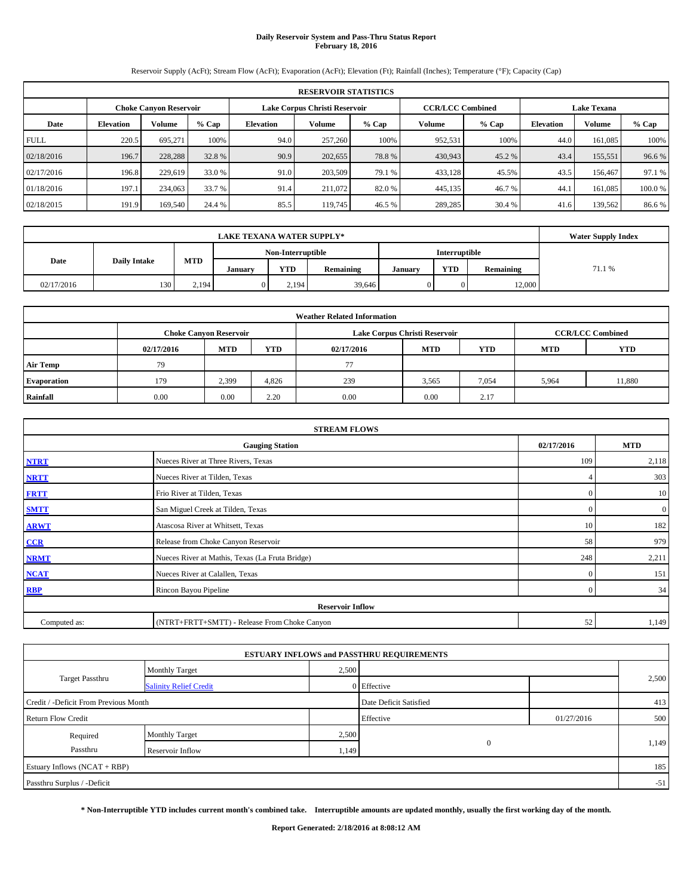# Daily Reservoir System and Pass-Thru Status Report
**February 18, 2016**

Reservoir Supply (AcFt); Stream Flow (AcFt); Evaporation (AcFt); Elevation (Ft); Rainfall (Inches); Temperature (°F); Capacity (Cap)

| RESERVOIR STATISTICS | | | | | | | | | | | |
|---|---|---|---|---|---|---|---|---|---|---|---|
| | Choke Canyon Reservoir | | | Lake Corpus Christi Reservoir | | | CCR/LCC Combined | | Lake Texana | | |
| Date | Elevation | Volume | % Cap | Elevation | Volume | % Cap | Volume | % Cap | Elevation | Volume | % Cap |
| FULL | 220.5 | 695,271 | 100% | 94.0 | 257,260 | 100% | 952,531 | 100% | 44.0 | 161,085 | 100% |
| 02/18/2016 | 196.7 | 228,288 | 32.8 % | 90.9 | 202,655 | 78.8 % | 430,943 | 45.2 % | 43.4 | 155,551 | 96.6 % |
| 02/17/2016 | 196.8 | 229,619 | 33.0 % | 91.0 | 203,509 | 79.1 % | 433,128 | 45.5% | 43.5 | 156,467 | 97.1 % |
| 01/18/2016 | 197.1 | 234,063 | 33.7 % | 91.4 | 211,072 | 82.0 % | 445,135 | 46.7 % | 44.1 | 161,085 | 100.0 % |
| 02/18/2015 | 191.9 | 169,540 | 24.4 % | 85.5 | 119,745 | 46.5 % | 289,285 | 30.4 % | 41.6 | 139,562 | 86.6 % |

| LAKE TEXANA WATER SUPPLY* | | | | | | | | | Water Supply Index |
|---|---|---|---|---|---|---|---|---|---|
| | | | Non-Interruptible | | | Interruptible | | | |
| Date | Daily Intake | MTD | January | YTD | Remaining | January | YTD | Remaining | 71.1 % |
| 02/17/2016 | 130 | 2,194 | 0 | 2,194 | 39,646 | 0 | 0 | 12,000 | |

| Weather Related Information | | | | | | | | |
|---|---|---|---|---|---|---|---|---|
| | Choke Canyon Reservoir | | | Lake Corpus Christi Reservoir | | | CCR/LCC Combined | |
| | 02/17/2016 | MTD | YTD | 02/17/2016 | MTD | YTD | MTD | YTD |
| Air Temp | 79 | | | 77 | | | | |
| Evaporation | 179 | 2,399 | 4,826 | 239 | 3,565 | 7,054 | 5,964 | 11,880 |
| Rainfall | 0.00 | 0.00 | 2.20 | 0.00 | 0.00 | 2.17 | | |

| STREAM FLOWS | | | |
|---|---|---|---|
| | Gauging Station | 02/17/2016 | MTD |
| NTRT | Nueces River at Three Rivers, Texas | 109 | 2,118 |
| NRTT | Nueces River at Tilden, Texas | 4 | 303 |
| FRTT | Frio River at Tilden, Texas | 0 | 10 |
| SMTT | San Miguel Creek at Tilden, Texas | 0 | 0 |
| ARWT | Atascosa River at Whitsett, Texas | 10 | 182 |
| CCR | Release from Choke Canyon Reservoir | 58 | 979 |
| NRMT | Nueces River at Mathis, Texas (La Fruta Bridge) | 248 | 2,211 |
| NCAT | Nueces River at Calallen, Texas | 0 | 151 |
| RBP | Rincon Bayou Pipeline | 0 | 34 |
| Reservoir Inflow | | | |
| Computed as: | (NTRT+FRTT+SMTT) - Release From Choke Canyon | 52 | 1,149 |

| ESTUARY INFLOWS and PASSTHRU REQUIREMENTS | | | | | |
|---|---|---|---|---|---|
| Target Passthru | Monthly Target | 2,500 | | | 2,500 |
| | Salinity Relief Credit | 0 | Effective | | |
| Credit / -Deficit From Previous Month | | | Date Deficit Satisfied | | 413 |
| Return Flow Credit | | | Effective | 01/27/2016 | 500 |
| Required Passthru | Monthly Target | 2,500 | 0 | | 1,149 |
| | Reservoir Inflow | 1,149 | | | |
| Estuary Inflows (NCAT + RBP) | | | | | 185 |
| Passthru Surplus / -Deficit | | | | | -51 |

**\* Non-Interruptible YTD includes current month's combined take. Interruptible amounts are updated monthly, usually the first working day of the month.**

**Report Generated: 2/18/2016 at 8:08:12 AM**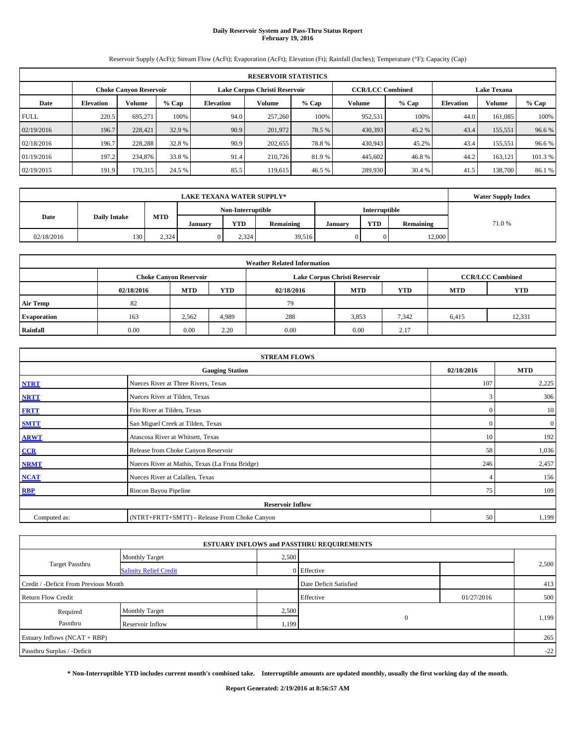# Daily Reservoir System and Pass-Thru Status Report
## February 19, 2016

Reservoir Supply (AcFt); Stream Flow (AcFt); Evaporation (AcFt); Elevation (Ft); Rainfall (Inches); Temperature (°F); Capacity (Cap)

| RESERVOIR STATISTICS | | | | | | | | | | | |
|---|---|---|---|---|---|---|---|---|---|---|---|
| | Choke Canyon Reservoir | | | Lake Corpus Christi Reservoir | | | CCR/LCC Combined | | Lake Texana | | |
| Date | Elevation | Volume | % Cap | Elevation | Volume | % Cap | Volume | % Cap | Elevation | Volume | % Cap |
| FULL | 220.5 | 695,271 | 100% | 94.0 | 257,260 | 100% | 952,531 | 100% | 44.0 | 161,085 | 100% |
| 02/19/2016 | 196.7 | 228,421 | 32.9 % | 90.9 | 201,972 | 78.5 % | 430,393 | 45.2 % | 43.4 | 155,551 | 96.6 % |
| 02/18/2016 | 196.7 | 228,288 | 32.8 % | 90.9 | 202,655 | 78.8 % | 430,943 | 45.2% | 43.4 | 155,551 | 96.6 % |
| 01/19/2016 | 197.2 | 234,876 | 33.8 % | 91.4 | 210,726 | 81.9 % | 445,602 | 46.8 % | 44.2 | 163,121 | 101.3 % |
| 02/19/2015 | 191.9 | 170,315 | 24.5 % | 85.5 | 119,615 | 46.5 % | 289,930 | 30.4 % | 41.5 | 138,700 | 86.1 % |

| LAKE TEXANA WATER SUPPLY* | | | | | | | | | Water Supply Index |
|---|---|---|---|---|---|---|---|---|---|
| Date | Daily Intake | MTD | Non-Interruptible | | | Interruptible | | | |
| | | | January | YTD | Remaining | January | YTD | Remaining | |
| 02/18/2016 | 130 | 2,324 | 0 | 2,324 | 39,516 | 0 | 0 | 12,000 | 71.0 % |

| Weather Related Information | | | | | | | | |
|---|---|---|---|---|---|---|---|---|
| | Choke Canyon Reservoir | | | Lake Corpus Christi Reservoir | | | CCR/LCC Combined | |
| | 02/18/2016 | MTD | YTD | 02/18/2016 | MTD | YTD | MTD | YTD |
| Air Temp | 82 | | | 79 | | | | |
| Evaporation | 163 | 2,562 | 4,989 | 288 | 3,853 | 7,342 | 6,415 | 12,331 |
| Rainfall | 0.00 | 0.00 | 2.20 | 0.00 | 0.00 | 2.17 | | |

| STREAM FLOWS | | | |
|---|---|---|---|
| | Gauging Station | 02/18/2016 | MTD |
| NTRT | Nueces River at Three Rivers, Texas | 107 | 2,225 |
| NRTT | Nueces River at Tilden, Texas | 3 | 306 |
| FRTT | Frio River at Tilden, Texas | 0 | 10 |
| SMTT | San Miguel Creek at Tilden, Texas | 0 | 0 |
| ARWT | Atascosa River at Whitsett, Texas | 10 | 192 |
| CCR | Release from Choke Canyon Reservoir | 58 | 1,036 |
| NRMT | Nueces River at Mathis, Texas (La Fruta Bridge) | 246 | 2,457 |
| NCAT | Nueces River at Calallen, Texas | 4 | 156 |
| RBP | Rincon Bayou Pipeline | 75 | 109 |
| Reservoir Inflow | | | |
| Computed as: | (NTRT+FRTT+SMTT) - Release From Choke Canyon | 50 | 1,199 |

| ESTUARY INFLOWS and PASSTHRU REQUIREMENTS | | | | | |
|---|---|---|---|---|---|
| Target Passthru | Monthly Target | 2,500 | | | 2,500 |
| | Salinity Relief Credit | 0 | Effective | | |
| Credit / -Deficit From Previous Month | | | Date Deficit Satisfied | | 413 |
| Return Flow Credit | | | Effective | 01/27/2016 | 500 |
| Required Passthru | Monthly Target | 2,500 | 0 | | 1,199 |
| | Reservoir Inflow | 1,199 | | | |
| Estuary Inflows (NCAT + RBP) | | | | | 265 |
| Passthru Surplus / -Deficit | | | | | -22 |

**\* Non-Interruptible YTD includes current month's combined take. Interruptible amounts are updated monthly, usually the first working day of the month.**

**Report Generated: 2/19/2016 at 8:56:57 AM**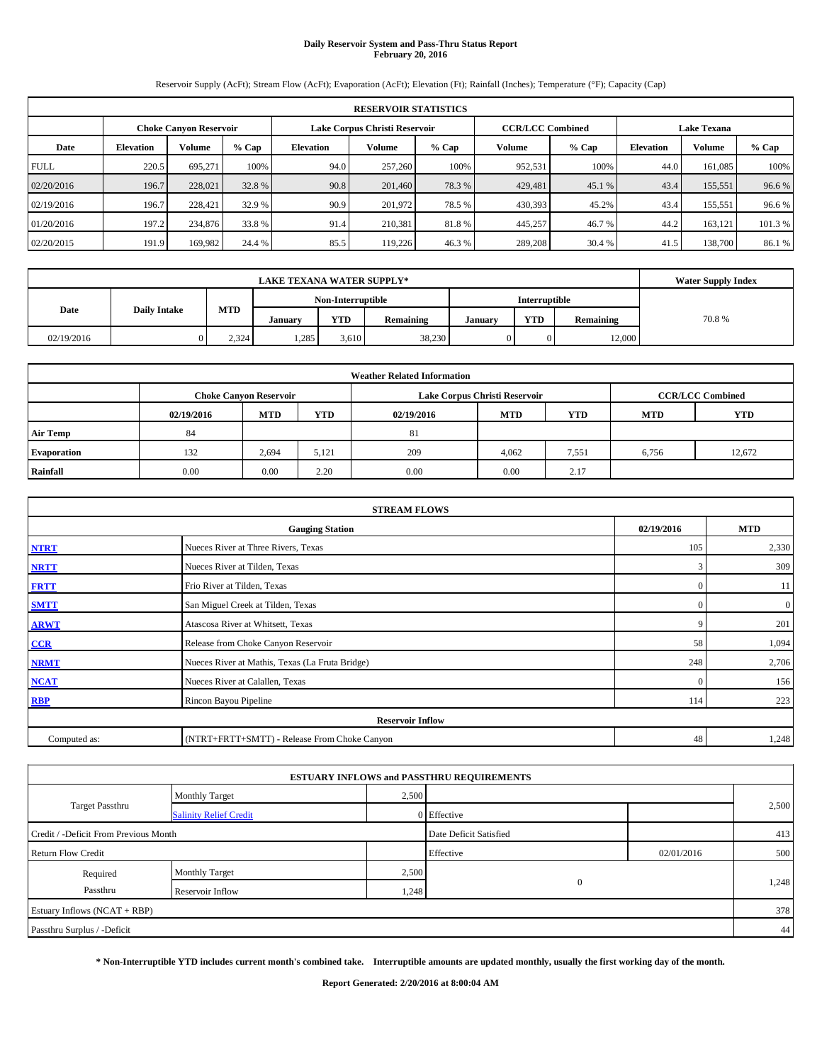# Daily Reservoir System and Pass-Thru Status Report
## February 20, 2016

Reservoir Supply (AcFt); Stream Flow (AcFt); Evaporation (AcFt); Elevation (Ft); Rainfall (Inches); Temperature (°F); Capacity (Cap)

| RESERVOIR STATISTICS | | | | | | | | | | | |
|---|---|---|---|---|---|---|---|---|---|---|---|
| | Choke Canyon Reservoir | | | Lake Corpus Christi Reservoir | | | CCR/LCC Combined | | Lake Texana | | |
| Date | Elevation | Volume | % Cap | Elevation | Volume | % Cap | Volume | % Cap | Elevation | Volume | % Cap |
| FULL | 220.5 | 695,271 | 100% | 94.0 | 257,260 | 100% | 952,531 | 100% | 44.0 | 161,085 | 100% |
| 02/20/2016 | 196.7 | 228,021 | 32.8 % | 90.8 | 201,460 | 78.3 % | 429,481 | 45.1 % | 43.4 | 155,551 | 96.6 % |
| 02/19/2016 | 196.7 | 228,421 | 32.9 % | 90.9 | 201,972 | 78.5 % | 430,393 | 45.2% | 43.4 | 155,551 | 96.6 % |
| 01/20/2016 | 197.2 | 234,876 | 33.8 % | 91.4 | 210,381 | 81.8 % | 445,257 | 46.7 % | 44.2 | 163,121 | 101.3 % |
| 02/20/2015 | 191.9 | 169,982 | 24.4 % | 85.5 | 119,226 | 46.3 % | 289,208 | 30.4 % | 41.5 | 138,700 | 86.1 % |

| LAKE TEXANA WATER SUPPLY* | | | | | | | | | Water Supply Index |
|---|---|---|---|---|---|---|---|---|---|
| Date | Daily Intake | MTD | Non-Interruptible | | | Interruptible | | | |
| | | | January | YTD | Remaining | January | YTD | Remaining | |
| 02/19/2016 | 0 | 2,324 | 1,285 | 3,610 | 38,230 | 0 | 0 | 12,000 | 70.8 % |

| Weather Related Information | | | | | | | | |
|---|---|---|---|---|---|---|---|---|
| | Choke Canyon Reservoir | | | Lake Corpus Christi Reservoir | | | CCR/LCC Combined | |
| | 02/19/2016 | MTD | YTD | 02/19/2016 | MTD | YTD | MTD | YTD |
| Air Temp | 84 | | | 81 | | | | |
| Evaporation | 132 | 2,694 | 5,121 | 209 | 4,062 | 7,551 | 6,756 | 12,672 |
| Rainfall | 0.00 | 0.00 | 2.20 | 0.00 | 0.00 | 2.17 | | |

| STREAM FLOWS | | | |
|---|---|---|---|
| | Gauging Station | 02/19/2016 | MTD |
| NTRT | Nueces River at Three Rivers, Texas | 105 | 2,330 |
| NRTT | Nueces River at Tilden, Texas | 3 | 309 |
| FRTT | Frio River at Tilden, Texas | 0 | 11 |
| SMTT | San Miguel Creek at Tilden, Texas | 0 | 0 |
| ARWT | Atascosa River at Whitsett, Texas | 9 | 201 |
| CCR | Release from Choke Canyon Reservoir | 58 | 1,094 |
| NRMT | Nueces River at Mathis, Texas (La Fruta Bridge) | 248 | 2,706 |
| NCAT | Nueces River at Calallen, Texas | 0 | 156 |
| RBP | Rincon Bayou Pipeline | 114 | 223 |
| Reservoir Inflow | | | |
| Computed as: | (NTRT+FRTT+SMTT) - Release From Choke Canyon | 48 | 1,248 |

| ESTUARY INFLOWS and PASSTHRU REQUIREMENTS | | | | | |
|---|---|---|---|---|---|
| Target Passthru | Monthly Target | 2,500 | | | 2,500 |
| | Salinity Relief Credit | 0 | Effective | | |
| Credit / -Deficit From Previous Month | | | Date Deficit Satisfied | | 413 |
| Return Flow Credit | | | Effective | 02/01/2016 | 500 |
| Required Passthru | Monthly Target | 2,500 | 0 | | 1,248 |
| | Reservoir Inflow | 1,248 | | | |
| Estuary Inflows (NCAT + RBP) | | | | | 378 |
| Passthru Surplus / -Deficit | | | | | 44 |

**\* Non-Interruptible YTD includes current month's combined take. Interruptible amounts are updated monthly, usually the first working day of the month.**

**Report Generated: 2/20/2016 at 8:00:04 AM**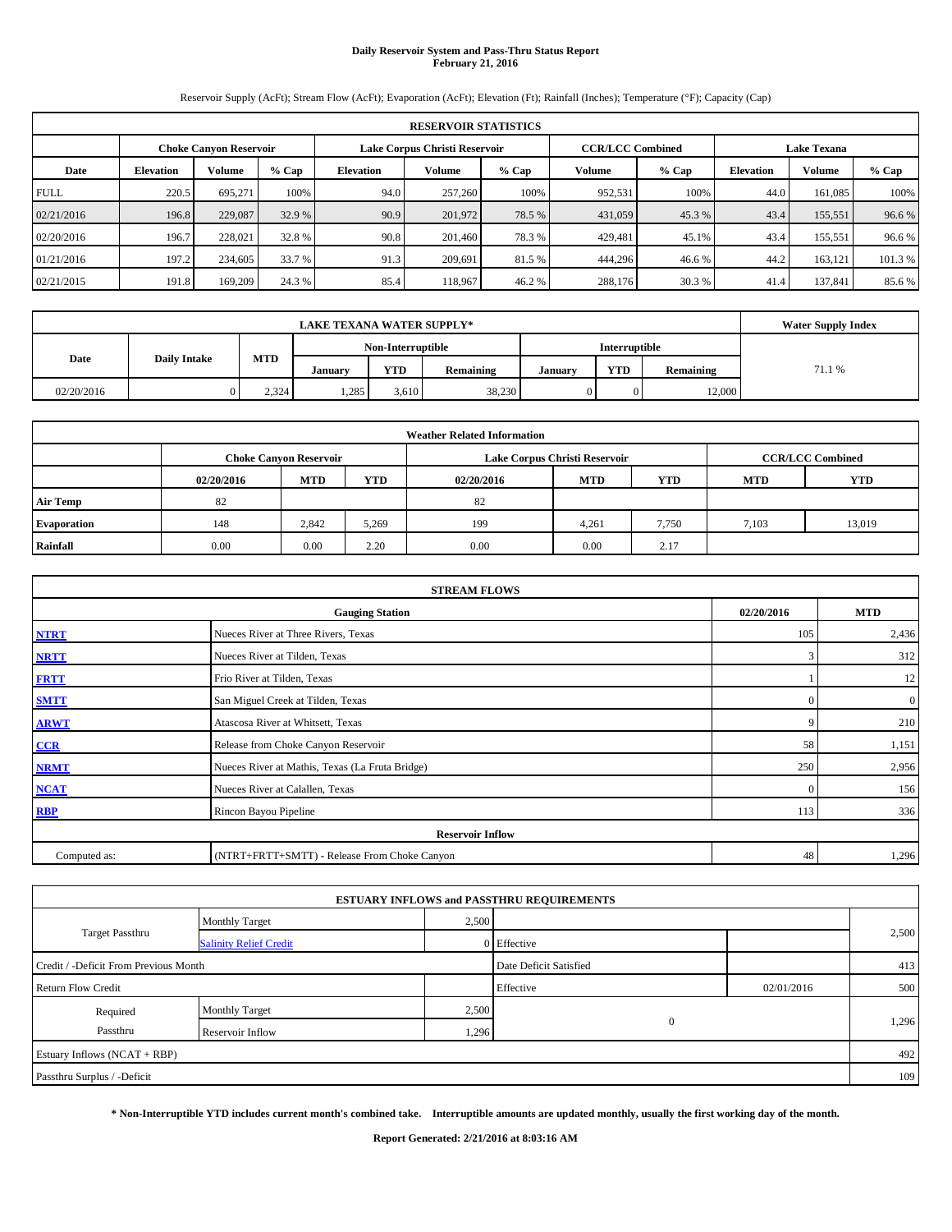# Daily Reservoir System and Pass-Thru Status Report
## February 21, 2016

Reservoir Supply (AcFt); Stream Flow (AcFt); Evaporation (AcFt); Elevation (Ft); Rainfall (Inches); Temperature (°F); Capacity (Cap)

| RESERVOIR STATISTICS | | | | | | | | | | | |
|---|---|---|---|---|---|---|---|---|---|---|---|
| | Choke Canyon Reservoir | | | Lake Corpus Christi Reservoir | | | CCR/LCC Combined | | Lake Texana | | |
| Date | Elevation | Volume | % Cap | Elevation | Volume | % Cap | Volume | % Cap | Elevation | Volume | % Cap |
| FULL | 220.5 | 695,271 | 100% | 94.0 | 257,260 | 100% | 952,531 | 100% | 44.0 | 161,085 | 100% |
| 02/21/2016 | 196.8 | 229,087 | 32.9 % | 90.9 | 201,972 | 78.5 % | 431,059 | 45.3 % | 43.4 | 155,551 | 96.6 % |
| 02/20/2016 | 196.7 | 228,021 | 32.8 % | 90.8 | 201,460 | 78.3 % | 429,481 | 45.1% | 43.4 | 155,551 | 96.6 % |
| 01/21/2016 | 197.2 | 234,605 | 33.7 % | 91.3 | 209,691 | 81.5 % | 444,296 | 46.6 % | 44.2 | 163,121 | 101.3 % |
| 02/21/2015 | 191.8 | 169,209 | 24.3 % | 85.4 | 118,967 | 46.2 % | 288,176 | 30.3 % | 41.4 | 137,841 | 85.6 % |

| LAKE TEXANA WATER SUPPLY* | | | | | | | | | Water Supply Index |
|---|---|---|---|---|---|---|---|---|---|
| Date | Daily Intake | MTD | Non-Interruptible | | | Interruptible | | | |
| | | | January | YTD | Remaining | January | YTD | Remaining | |
| 02/20/2016 | 0 | 2,324 | 1,285 | 3,610 | 38,230 | 0 | 0 | 12,000 | 71.1 % |

| Weather Related Information | | | | | | | | |
|---|---|---|---|---|---|---|---|---|
| | Choke Canyon Reservoir | | | Lake Corpus Christi Reservoir | | | CCR/LCC Combined | |
| | 02/20/2016 | MTD | YTD | 02/20/2016 | MTD | YTD | MTD | YTD |
| Air Temp | 82 | | | 82 | | | | |
| Evaporation | 148 | 2,842 | 5,269 | 199 | 4,261 | 7,750 | 7,103 | 13,019 |
| Rainfall | 0.00 | 0.00 | 2.20 | 0.00 | 0.00 | 2.17 | | |

| STREAM FLOWS | | | |
|---|---|---|---|
| | Gauging Station | 02/20/2016 | MTD |
| NTRT | Nueces River at Three Rivers, Texas | 105 | 2,436 |
| NRTT | Nueces River at Tilden, Texas | 3 | 312 |
| FRTT | Frio River at Tilden, Texas | 1 | 12 |
| SMTT | San Miguel Creek at Tilden, Texas | 0 | 0 |
| ARWT | Atascosa River at Whitsett, Texas | 9 | 210 |
| CCR | Release from Choke Canyon Reservoir | 58 | 1,151 |
| NRMT | Nueces River at Mathis, Texas (La Fruta Bridge) | 250 | 2,956 |
| NCAT | Nueces River at Calallen, Texas | 0 | 156 |
| RBP | Rincon Bayou Pipeline | 113 | 336 |
| Reservoir Inflow | | | |
| Computed as: | (NTRT+FRTT+SMTT) - Release From Choke Canyon | 48 | 1,296 |

| ESTUARY INFLOWS and PASSTHRU REQUIREMENTS | | | | | |
|---|---|---|---|---|---|
| Target Passthru | Monthly Target | 2,500 | | | 2,500 |
| | Salinity Relief Credit | 0 | Effective | | |
| Credit / -Deficit From Previous Month | | | Date Deficit Satisfied | | 413 |
| Return Flow Credit | | | Effective | 02/01/2016 | 500 |
| Required Passthru | Monthly Target | 2,500 | 0 | | 1,296 |
| | Reservoir Inflow | 1,296 | | | |
| Estuary Inflows (NCAT + RBP) | | | | | 492 |
| Passthru Surplus / -Deficit | | | | | 109 |

**\* Non-Interruptible YTD includes current month's combined take. Interruptible amounts are updated monthly, usually the first working day of the month.**

**Report Generated: 2/21/2016 at 8:03:16 AM**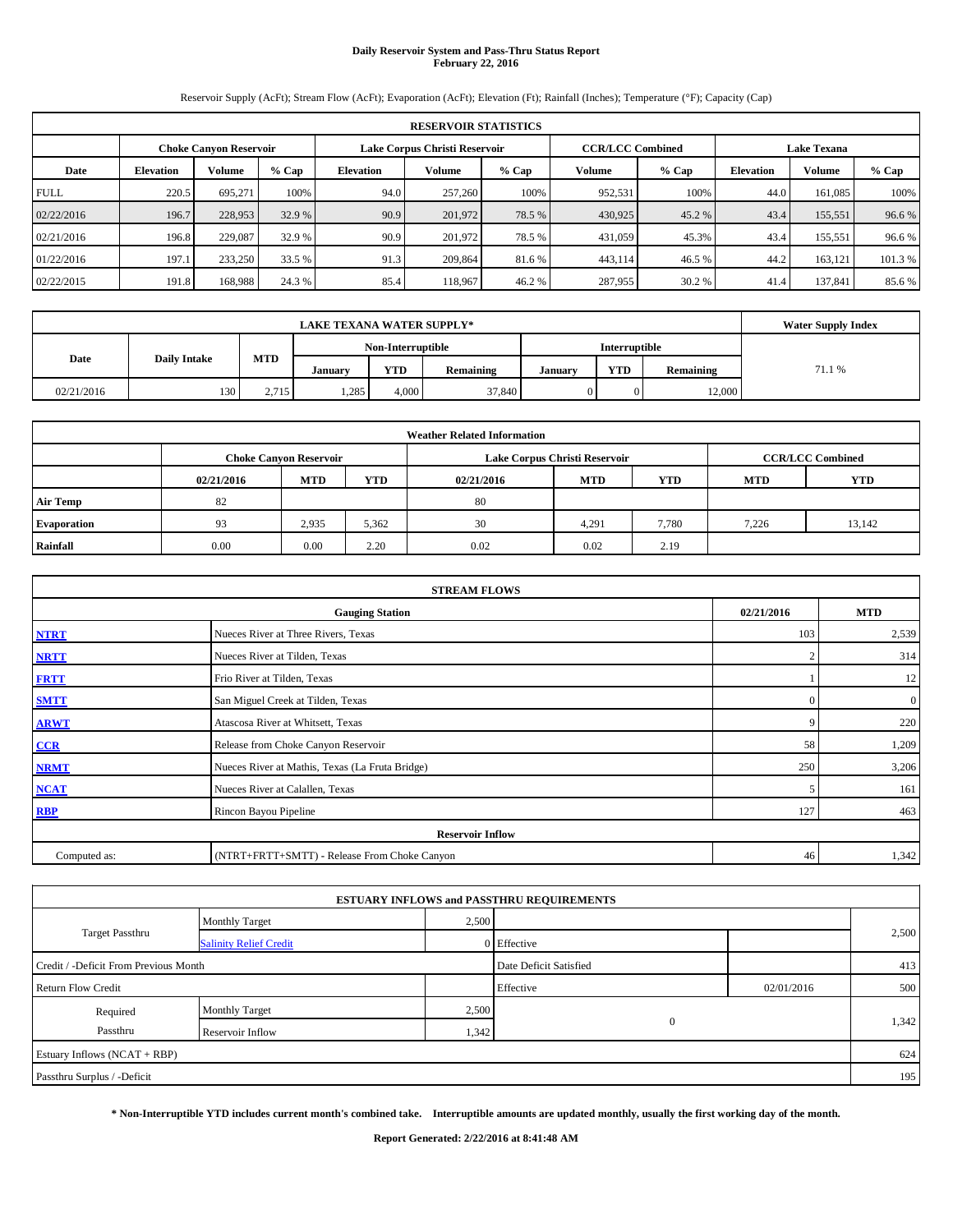# Daily Reservoir System and Pass-Thru Status Report
## February 22, 2016

Reservoir Supply (AcFt); Stream Flow (AcFt); Evaporation (AcFt); Elevation (Ft); Rainfall (Inches); Temperature (°F); Capacity (Cap)

| RESERVOIR STATISTICS | | | | | | | | | | | |
|---|---|---|---|---|---|---|---|---|---|---|---|
| | Choke Canyon Reservoir | | | Lake Corpus Christi Reservoir | | | CCR/LCC Combined | | Lake Texana | | |
| Date | Elevation | Volume | % Cap | Elevation | Volume | % Cap | Volume | % Cap | Elevation | Volume | % Cap |
| FULL | 220.5 | 695,271 | 100% | 94.0 | 257,260 | 100% | 952,531 | 100% | 44.0 | 161,085 | 100% |
| 02/22/2016 | 196.7 | 228,953 | 32.9 % | 90.9 | 201,972 | 78.5 % | 430,925 | 45.2 % | 43.4 | 155,551 | 96.6 % |
| 02/21/2016 | 196.8 | 229,087 | 32.9 % | 90.9 | 201,972 | 78.5 % | 431,059 | 45.3% | 43.4 | 155,551 | 96.6 % |
| 01/22/2016 | 197.1 | 233,250 | 33.5 % | 91.3 | 209,864 | 81.6 % | 443,114 | 46.5 % | 44.2 | 163,121 | 101.3 % |
| 02/22/2015 | 191.8 | 168,988 | 24.3 % | 85.4 | 118,967 | 46.2 % | 287,955 | 30.2 % | 41.4 | 137,841 | 85.6 % |

| LAKE TEXANA WATER SUPPLY* | | | | | | | | | Water Supply Index |
|---|---|---|---|---|---|---|---|---|---|
| Date | Daily Intake | MTD | Non-Interruptible | | | Interruptible | | | |
| | | | January | YTD | Remaining | January | YTD | Remaining | |
| 02/21/2016 | 130 | 2,715 | 1,285 | 4,000 | 37,840 | 0 | 0 | 12,000 | 71.1 % |

| Weather Related Information | | | | | | | | |
|---|---|---|---|---|---|---|---|---|
| | Choke Canyon Reservoir | | | Lake Corpus Christi Reservoir | | | CCR/LCC Combined | |
| | 02/21/2016 | MTD | YTD | 02/21/2016 | MTD | YTD | MTD | YTD |
| Air Temp | 82 | | | 80 | | | | |
| Evaporation | 93 | 2,935 | 5,362 | 30 | 4,291 | 7,780 | 7,226 | 13,142 |
| Rainfall | 0.00 | 0.00 | 2.20 | 0.02 | 0.02 | 2.19 | | |

| STREAM FLOWS | | | |
|---|---|---|---|
| | Gauging Station | 02/21/2016 | MTD |
| NTRT | Nueces River at Three Rivers, Texas | 103 | 2,539 |
| NRTT | Nueces River at Tilden, Texas | 2 | 314 |
| FRTT | Frio River at Tilden, Texas | 1 | 12 |
| SMTT | San Miguel Creek at Tilden, Texas | 0 | 0 |
| ARWT | Atascosa River at Whitsett, Texas | 9 | 220 |
| CCR | Release from Choke Canyon Reservoir | 58 | 1,209 |
| NRMT | Nueces River at Mathis, Texas (La Fruta Bridge) | 250 | 3,206 |
| NCAT | Nueces River at Calallen, Texas | 5 | 161 |
| RBP | Rincon Bayou Pipeline | 127 | 463 |
| Reservoir Inflow | | | |
| Computed as: | (NTRT+FRTT+SMTT) - Release From Choke Canyon | 46 | 1,342 |

| ESTUARY INFLOWS and PASSTHRU REQUIREMENTS | | | | | |
|---|---|---|---|---|---|
| Target Passthru | Monthly Target | 2,500 | | | 2,500 |
| | Salinity Relief Credit | 0 | Effective | | |
| Credit / -Deficit From Previous Month | | | Date Deficit Satisfied | | 413 |
| Return Flow Credit | | | Effective | 02/01/2016 | 500 |
| Required Passthru | Monthly Target | 2,500 | 0 | | 1,342 |
| | Reservoir Inflow | 1,342 | | | |
| Estuary Inflows (NCAT + RBP) | | | | | 624 |
| Passthru Surplus / -Deficit | | | | | 195 |

**\* Non-Interruptible YTD includes current month's combined take. Interruptible amounts are updated monthly, usually the first working day of the month.**

**Report Generated: 2/22/2016 at 8:41:48 AM**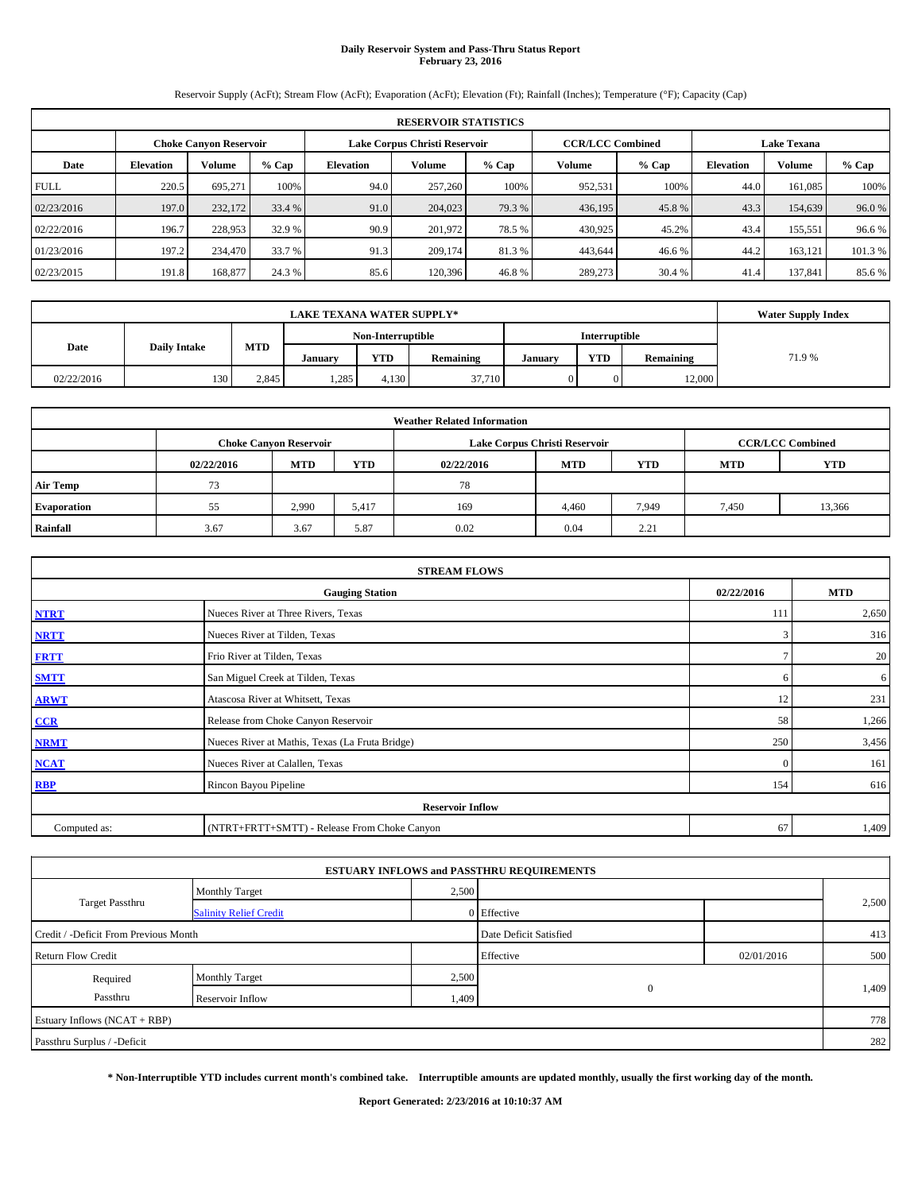# Daily Reservoir System and Pass-Thru Status Report
## February 23, 2016

Reservoir Supply (AcFt); Stream Flow (AcFt); Evaporation (AcFt); Elevation (Ft); Rainfall (Inches); Temperature (°F); Capacity (Cap)

| RESERVOIR STATISTICS | | | | | | | | | | | |
|---|---|---|---|---|---|---|---|---|---|---|---|
| | Choke Canyon Reservoir | | | Lake Corpus Christi Reservoir | | | CCR/LCC Combined | | Lake Texana | | |
| Date | Elevation | Volume | % Cap | Elevation | Volume | % Cap | Volume | % Cap | Elevation | Volume | % Cap |
| FULL | 220.5 | 695,271 | 100% | 94.0 | 257,260 | 100% | 952,531 | 100% | 44.0 | 161,085 | 100% |
| 02/23/2016 | 197.0 | 232,172 | 33.4 % | 91.0 | 204,023 | 79.3 % | 436,195 | 45.8 % | 43.3 | 154,639 | 96.0 % |
| 02/22/2016 | 196.7 | 228,953 | 32.9 % | 90.9 | 201,972 | 78.5 % | 430,925 | 45.2% | 43.4 | 155,551 | 96.6 % |
| 01/23/2016 | 197.2 | 234,470 | 33.7 % | 91.3 | 209,174 | 81.3 % | 443,644 | 46.6 % | 44.2 | 163,121 | 101.3 % |
| 02/23/2015 | 191.8 | 168,877 | 24.3 % | 85.6 | 120,396 | 46.8 % | 289,273 | 30.4 % | 41.4 | 137,841 | 85.6 % |

| LAKE TEXANA WATER SUPPLY* | | | | | | | | | Water Supply Index |
|---|---|---|---|---|---|---|---|---|---|
| Date | Daily Intake | MTD | Non-Interruptible | | | Interruptible | | | |
| | | | January | YTD | Remaining | January | YTD | Remaining | |
| 02/22/2016 | 130 | 2,845 | 1,285 | 4,130 | 37,710 | 0 | 0 | 12,000 | 71.9 % |

| Weather Related Information | | | | | | | | |
|---|---|---|---|---|---|---|---|---|
| | Choke Canyon Reservoir | | | Lake Corpus Christi Reservoir | | | CCR/LCC Combined | |
| | 02/22/2016 | MTD | YTD | 02/22/2016 | MTD | YTD | MTD | YTD |
| Air Temp | 73 | | | 78 | | | | |
| Evaporation | 55 | 2,990 | 5,417 | 169 | 4,460 | 7,949 | 7,450 | 13,366 |
| Rainfall | 3.67 | 3.67 | 5.87 | 0.02 | 0.04 | 2.21 | | |

| STREAM FLOWS | | | |
|---|---|---|---|
| | Gauging Station | 02/22/2016 | MTD |
| NTRT | Nueces River at Three Rivers, Texas | 111 | 2,650 |
| NRTT | Nueces River at Tilden, Texas | 3 | 316 |
| FRTT | Frio River at Tilden, Texas | 7 | 20 |
| SMTT | San Miguel Creek at Tilden, Texas | 6 | 6 |
| ARWT | Atascosa River at Whitsett, Texas | 12 | 231 |
| CCR | Release from Choke Canyon Reservoir | 58 | 1,266 |
| NRMT | Nueces River at Mathis, Texas (La Fruta Bridge) | 250 | 3,456 |
| NCAT | Nueces River at Calallen, Texas | 0 | 161 |
| RBP | Rincon Bayou Pipeline | 154 | 616 |
| Reservoir Inflow | | | |
| Computed as: | (NTRT+FRTT+SMTT) - Release From Choke Canyon | 67 | 1,409 |

| ESTUARY INFLOWS and PASSTHRU REQUIREMENTS | | | | | |
|---|---|---|---|---|---|
| Target Passthru | Monthly Target | 2,500 | | | 2,500 |
| | Salinity Relief Credit | 0 | Effective | | |
| Credit / -Deficit From Previous Month | | | Date Deficit Satisfied | | 413 |
| Return Flow Credit | | | Effective | 02/01/2016 | 500 |
| Required Passthru | Monthly Target | 2,500 | 0 | | 1,409 |
| | Reservoir Inflow | 1,409 | | | |
| Estuary Inflows (NCAT + RBP) | | | | | 778 |
| Passthru Surplus / -Deficit | | | | | 282 |

**\* Non-Interruptible YTD includes current month's combined take. Interruptible amounts are updated monthly, usually the first working day of the month.**

**Report Generated: 2/23/2016 at 10:10:37 AM**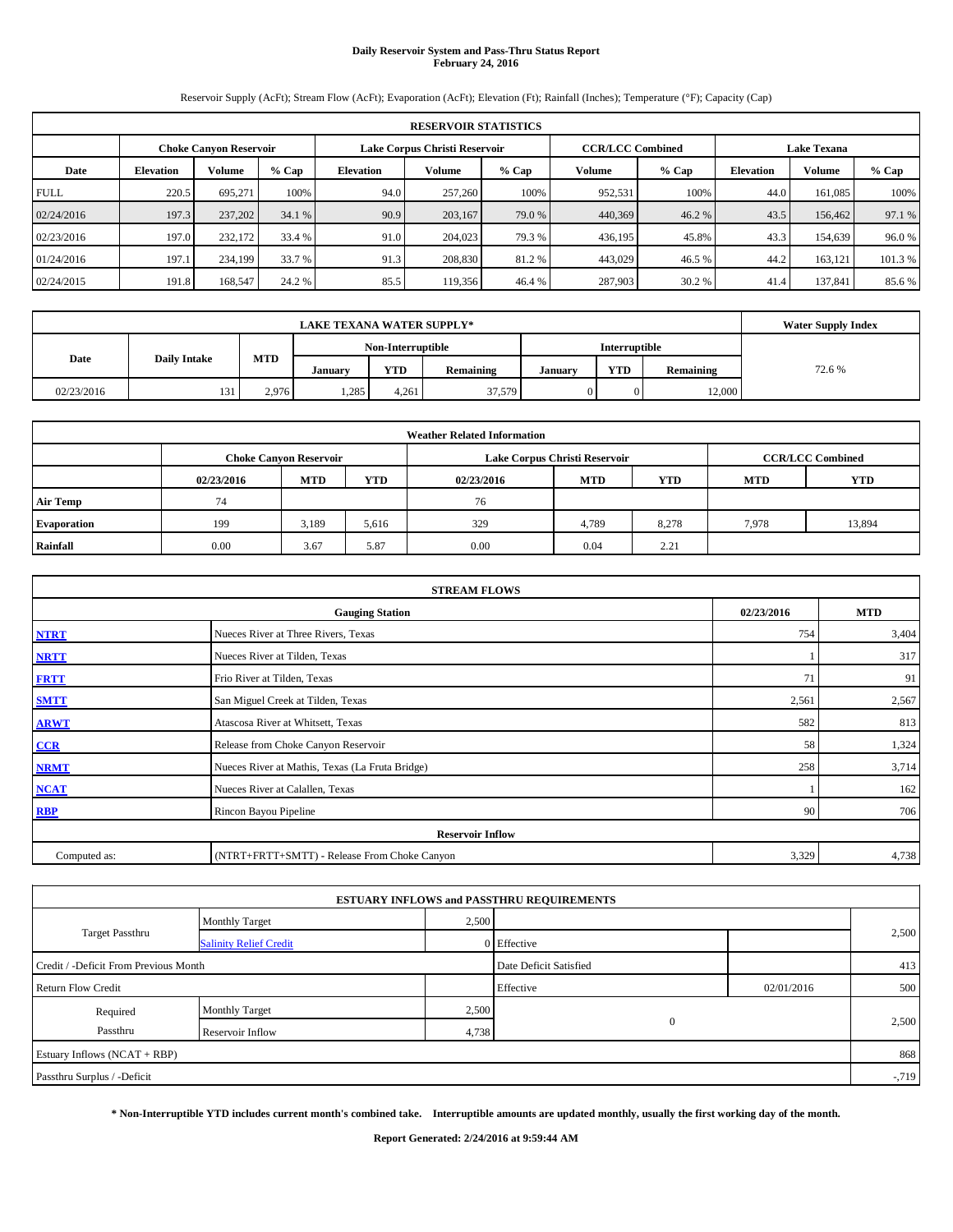# Daily Reservoir System and Pass-Thru Status Report
## February 24, 2016

Reservoir Supply (AcFt); Stream Flow (AcFt); Evaporation (AcFt); Elevation (Ft); Rainfall (Inches); Temperature (°F); Capacity (Cap)

| RESERVOIR STATISTICS | | | | | | | | | | | |
|---|---|---|---|---|---|---|---|---|---|---|---|
| | Choke Canyon Reservoir | | | Lake Corpus Christi Reservoir | | | CCR/LCC Combined | | Lake Texana | | |
| Date | Elevation | Volume | % Cap | Elevation | Volume | % Cap | Volume | % Cap | Elevation | Volume | % Cap |
| FULL | 220.5 | 695,271 | 100% | 94.0 | 257,260 | 100% | 952,531 | 100% | 44.0 | 161,085 | 100% |
| 02/24/2016 | 197.3 | 237,202 | 34.1 % | 90.9 | 203,167 | 79.0 % | 440,369 | 46.2 % | 43.5 | 156,462 | 97.1 % |
| 02/23/2016 | 197.0 | 232,172 | 33.4 % | 91.0 | 204,023 | 79.3 % | 436,195 | 45.8% | 43.3 | 154,639 | 96.0 % |
| 01/24/2016 | 197.1 | 234,199 | 33.7 % | 91.3 | 208,830 | 81.2 % | 443,029 | 46.5 % | 44.2 | 163,121 | 101.3 % |
| 02/24/2015 | 191.8 | 168,547 | 24.2 % | 85.5 | 119,356 | 46.4 % | 287,903 | 30.2 % | 41.4 | 137,841 | 85.6 % |

| LAKE TEXANA WATER SUPPLY* | | | | | | | | | Water Supply Index |
|---|---|---|---|---|---|---|---|---|---|
| Date | Daily Intake | MTD | Non-Interruptible | | | Interruptible | | | |
| | | | January | YTD | Remaining | January | YTD | Remaining | |
| 02/23/2016 | 131 | 2,976 | 1,285 | 4,261 | 37,579 | 0 | 0 | 12,000 | 72.6 % |

| Weather Related Information | | | | | | | | |
|---|---|---|---|---|---|---|---|---|
| | Choke Canyon Reservoir | | | Lake Corpus Christi Reservoir | | | CCR/LCC Combined | |
| | 02/23/2016 | MTD | YTD | 02/23/2016 | MTD | YTD | MTD | YTD |
| Air Temp | 74 | | | 76 | | | | |
| Evaporation | 199 | 3,189 | 5,616 | 329 | 4,789 | 8,278 | 7,978 | 13,894 |
| Rainfall | 0.00 | 3.67 | 5.87 | 0.00 | 0.04 | 2.21 | | |

| STREAM FLOWS | | | |
|---|---|---|---|
| | Gauging Station | 02/23/2016 | MTD |
| NTRT | Nueces River at Three Rivers, Texas | 754 | 3,404 |
| NRTT | Nueces River at Tilden, Texas | 1 | 317 |
| FRTT | Frio River at Tilden, Texas | 71 | 91 |
| SMTT | San Miguel Creek at Tilden, Texas | 2,561 | 2,567 |
| ARWT | Atascosa River at Whitsett, Texas | 582 | 813 |
| CCR | Release from Choke Canyon Reservoir | 58 | 1,324 |
| NRMT | Nueces River at Mathis, Texas (La Fruta Bridge) | 258 | 3,714 |
| NCAT | Nueces River at Calallen, Texas | 1 | 162 |
| RBP | Rincon Bayou Pipeline | 90 | 706 |
| Reservoir Inflow | | | |
| Computed as: | (NTRT+FRTT+SMTT) - Release From Choke Canyon | 3,329 | 4,738 |

| ESTUARY INFLOWS and PASSTHRU REQUIREMENTS | | | | | |
|---|---|---|---|---|---|
| Target Passthru | Monthly Target | 2,500 | | | 2,500 |
| | Salinity Relief Credit | 0 | Effective | | |
| Credit / -Deficit From Previous Month | | | Date Deficit Satisfied | | 413 |
| Return Flow Credit | | | Effective | 02/01/2016 | 500 |
| Required Passthru | Monthly Target | 2,500 | 0 | | 2,500 |
| | Reservoir Inflow | 4,738 | | | |
| Estuary Inflows (NCAT + RBP) | | | | | 868 |
| Passthru Surplus / -Deficit | | | | | -,719 |

**\* Non-Interruptible YTD includes current month's combined take. Interruptible amounts are updated monthly, usually the first working day of the month.**

**Report Generated: 2/24/2016 at 9:59:44 AM**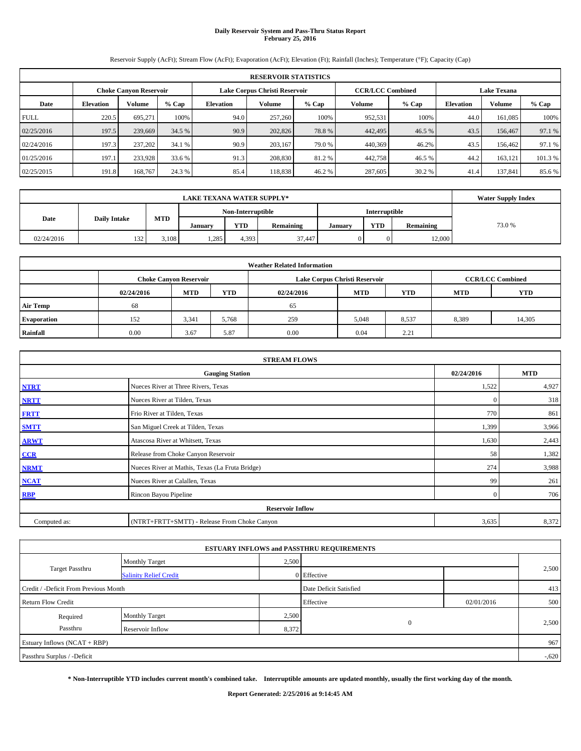# Daily Reservoir System and Pass-Thru Status Report
## February 25, 2016

Reservoir Supply (AcFt); Stream Flow (AcFt); Evaporation (AcFt); Elevation (Ft); Rainfall (Inches); Temperature (°F); Capacity (Cap)

| RESERVOIR STATISTICS | | | | | | | | | | | |
|---|---|---|---|---|---|---|---|---|---|---|---|
| | Choke Canyon Reservoir | | | Lake Corpus Christi Reservoir | | | CCR/LCC Combined | | Lake Texana | | |
| Date | Elevation | Volume | % Cap | Elevation | Volume | % Cap | Volume | % Cap | Elevation | Volume | % Cap |
| FULL | 220.5 | 695,271 | 100% | 94.0 | 257,260 | 100% | 952,531 | 100% | 44.0 | 161,085 | 100% |
| 02/25/2016 | 197.5 | 239,669 | 34.5 % | 90.9 | 202,826 | 78.8 % | 442,495 | 46.5 % | 43.5 | 156,467 | 97.1 % |
| 02/24/2016 | 197.3 | 237,202 | 34.1 % | 90.9 | 203,167 | 79.0 % | 440,369 | 46.2% | 43.5 | 156,462 | 97.1 % |
| 01/25/2016 | 197.1 | 233,928 | 33.6 % | 91.3 | 208,830 | 81.2 % | 442,758 | 46.5 % | 44.2 | 163,121 | 101.3 % |
| 02/25/2015 | 191.8 | 168,767 | 24.3 % | 85.4 | 118,838 | 46.2 % | 287,605 | 30.2 % | 41.4 | 137,841 | 85.6 % |

| LAKE TEXANA WATER SUPPLY* | | | | | | | | | Water Supply Index |
|---|---|---|---|---|---|---|---|---|---|
| Date | Daily Intake | MTD | Non-Interruptible | | | Interruptible | | | |
| | | | January | YTD | Remaining | January | YTD | Remaining | |
| 02/24/2016 | 132 | 3,108 | 1,285 | 4,393 | 37,447 | 0 | 0 | 12,000 | 73.0 % |

| Weather Related Information | | | | | | | | |
|---|---|---|---|---|---|---|---|---|
| | Choke Canyon Reservoir | | | Lake Corpus Christi Reservoir | | | CCR/LCC Combined | |
| | 02/24/2016 | MTD | YTD | 02/24/2016 | MTD | YTD | MTD | YTD |
| Air Temp | 68 | | | 65 | | | | |
| Evaporation | 152 | 3,341 | 5,768 | 259 | 5,048 | 8,537 | 8,389 | 14,305 |
| Rainfall | 0.00 | 3.67 | 5.87 | 0.00 | 0.04 | 2.21 | | |

| STREAM FLOWS | | | |
|---|---|---|---|
| | Gauging Station | 02/24/2016 | MTD |
| NTRT | Nueces River at Three Rivers, Texas | 1,522 | 4,927 |
| NRTT | Nueces River at Tilden, Texas | 0 | 318 |
| FRTT | Frio River at Tilden, Texas | 770 | 861 |
| SMTT | San Miguel Creek at Tilden, Texas | 1,399 | 3,966 |
| ARWT | Atascosa River at Whitsett, Texas | 1,630 | 2,443 |
| CCR | Release from Choke Canyon Reservoir | 58 | 1,382 |
| NRMT | Nueces River at Mathis, Texas (La Fruta Bridge) | 274 | 3,988 |
| NCAT | Nueces River at Calallen, Texas | 99 | 261 |
| RBP | Rincon Bayou Pipeline | 0 | 706 |
| Reservoir Inflow | | | |
| Computed as: | (NTRT+FRTT+SMTT) - Release From Choke Canyon | 3,635 | 8,372 |

| ESTUARY INFLOWS and PASSTHRU REQUIREMENTS | | | | | |
|---|---|---|---|---|---|
| Target Passthru | Monthly Target | 2,500 | | | 2,500 |
| | Salinity Relief Credit | 0 | Effective | | |
| Credit / -Deficit From Previous Month | | | Date Deficit Satisfied | | 413 |
| Return Flow Credit | | | Effective | 02/01/2016 | 500 |
| Required Passthru | Monthly Target | 2,500 | 0 | | 2,500 |
| | Reservoir Inflow | 8,372 | | | |
| Estuary Inflows (NCAT + RBP) | | | | | 967 |
| Passthru Surplus / -Deficit | | | | | -,620 |

**\* Non-Interruptible YTD includes current month's combined take. Interruptible amounts are updated monthly, usually the first working day of the month.**

**Report Generated: 2/25/2016 at 9:14:45 AM**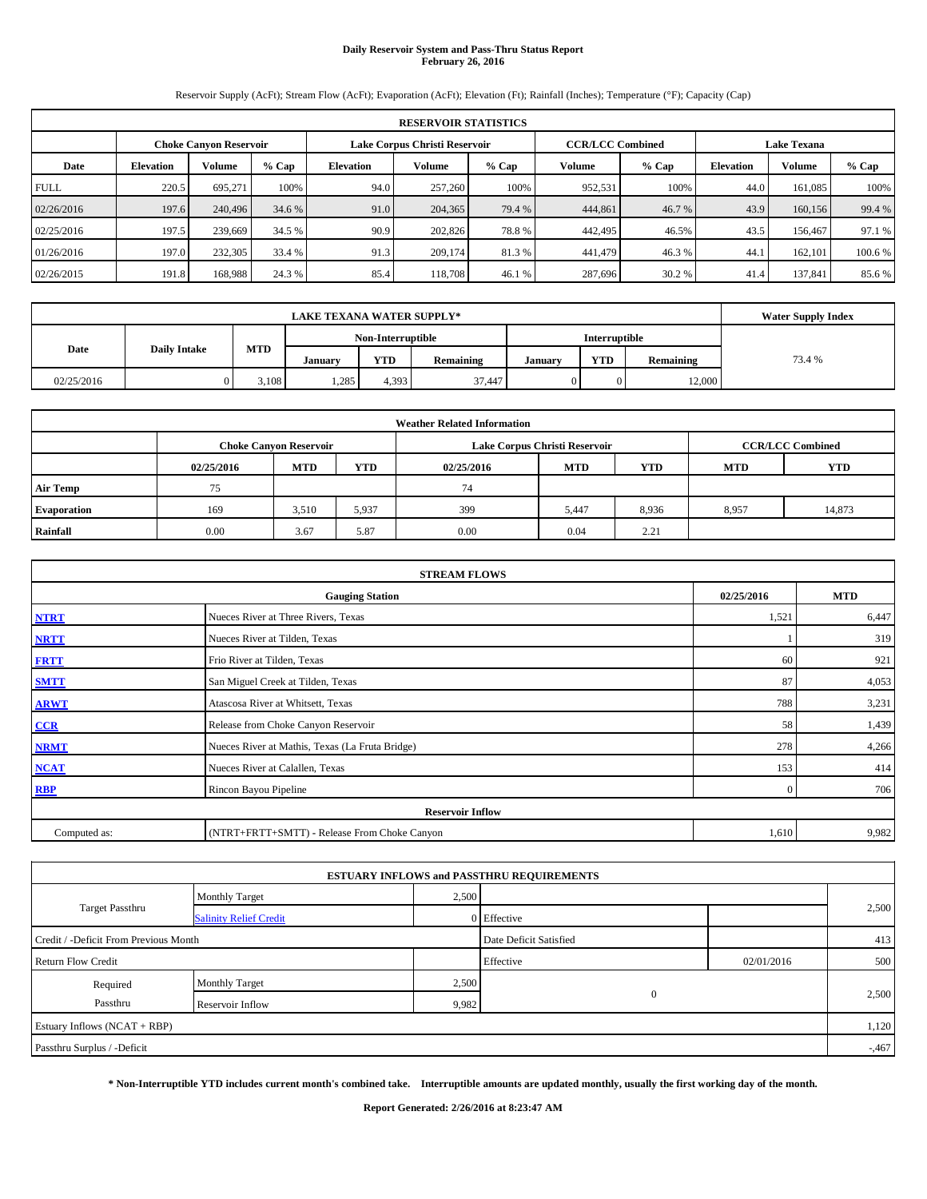# Daily Reservoir System and Pass-Thru Status Report
**February 26, 2016**

Reservoir Supply (AcFt); Stream Flow (AcFt); Evaporation (AcFt); Elevation (Ft); Rainfall (Inches); Temperature (°F); Capacity (Cap)

| RESERVOIR STATISTICS | | | | | | | | | | | |
|---|---|---|---|---|---|---|---|---|---|---|---|
| | Choke Canyon Reservoir | | | Lake Corpus Christi Reservoir | | | CCR/LCC Combined | | Lake Texana | | |
| Date | Elevation | Volume | % Cap | Elevation | Volume | % Cap | Volume | % Cap | Elevation | Volume | % Cap |
| FULL | 220.5 | 695,271 | 100% | 94.0 | 257,260 | 100% | 952,531 | 100% | 44.0 | 161,085 | 100% |
| 02/26/2016 | 197.6 | 240,496 | 34.6 % | 91.0 | 204,365 | 79.4 % | 444,861 | 46.7 % | 43.9 | 160,156 | 99.4 % |
| 02/25/2016 | 197.5 | 239,669 | 34.5 % | 90.9 | 202,826 | 78.8 % | 442,495 | 46.5% | 43.5 | 156,467 | 97.1 % |
| 01/26/2016 | 197.0 | 232,305 | 33.4 % | 91.3 | 209,174 | 81.3 % | 441,479 | 46.3 % | 44.1 | 162,101 | 100.6 % |
| 02/26/2015 | 191.8 | 168,988 | 24.3 % | 85.4 | 118,708 | 46.1 % | 287,696 | 30.2 % | 41.4 | 137,841 | 85.6 % |

| LAKE TEXANA WATER SUPPLY* | | | | | | | | | Water Supply Index |
|---|---|---|---|---|---|---|---|---|---|
| | | | Non-Interruptible | | | Interruptible | | | |
| Date | Daily Intake | MTD | January | YTD | Remaining | January | YTD | Remaining | |
| 02/25/2016 | 0 | 3,108 | 1,285 | 4,393 | 37,447 | 0 | 0 | 12,000 | 73.4 % |

| Weather Related Information | | | | | | | | |
|---|---|---|---|---|---|---|---|---|
| | Choke Canyon Reservoir | | | Lake Corpus Christi Reservoir | | | CCR/LCC Combined | |
| | 02/25/2016 | MTD | YTD | 02/25/2016 | MTD | YTD | MTD | YTD |
| Air Temp | 75 | | | 74 | | | | |
| Evaporation | 169 | 3,510 | 5,937 | 399 | 5,447 | 8,936 | 8,957 | 14,873 |
| Rainfall | 0.00 | 3.67 | 5.87 | 0.00 | 0.04 | 2.21 | | |

| STREAM FLOWS | | | |
|---|---|---|---|
| | Gauging Station | 02/25/2016 | MTD |
| NTRT | Nueces River at Three Rivers, Texas | 1,521 | 6,447 |
| NRTT | Nueces River at Tilden, Texas | 1 | 319 |
| FRTT | Frio River at Tilden, Texas | 60 | 921 |
| SMTT | San Miguel Creek at Tilden, Texas | 87 | 4,053 |
| ARWT | Atascosa River at Whitsett, Texas | 788 | 3,231 |
| CCR | Release from Choke Canyon Reservoir | 58 | 1,439 |
| NRMT | Nueces River at Mathis, Texas (La Fruta Bridge) | 278 | 4,266 |
| NCAT | Nueces River at Calallen, Texas | 153 | 414 |
| RBP | Rincon Bayou Pipeline | 0 | 706 |
| **Reservoir Inflow** | | | |
| Computed as: | (NTRT+FRTT+SMTT) - Release From Choke Canyon | 1,610 | 9,982 |

| ESTUARY INFLOWS and PASSTHRU REQUIREMENTS | | | | | |
|---|---|---|---|---|---|
| Target Passthru | Monthly Target | 2,500 | | | 2,500 |
| | Salinity Relief Credit | 0 | Effective | | |
| Credit / -Deficit From Previous Month | | | Date Deficit Satisfied | | 413 |
| Return Flow Credit | | | Effective | 02/01/2016 | 500 |
| Required Passthru | Monthly Target | 2,500 | 0 | | 2,500 |
| | Reservoir Inflow | 9,982 | | | |
| Estuary Inflows (NCAT + RBP) | | | | | 1,120 |
| Passthru Surplus / -Deficit | | | | | -,467 |

**\* Non-Interruptible YTD includes current month's combined take. Interruptible amounts are updated monthly, usually the first working day of the month.**

**Report Generated: 2/26/2016 at 8:23:47 AM**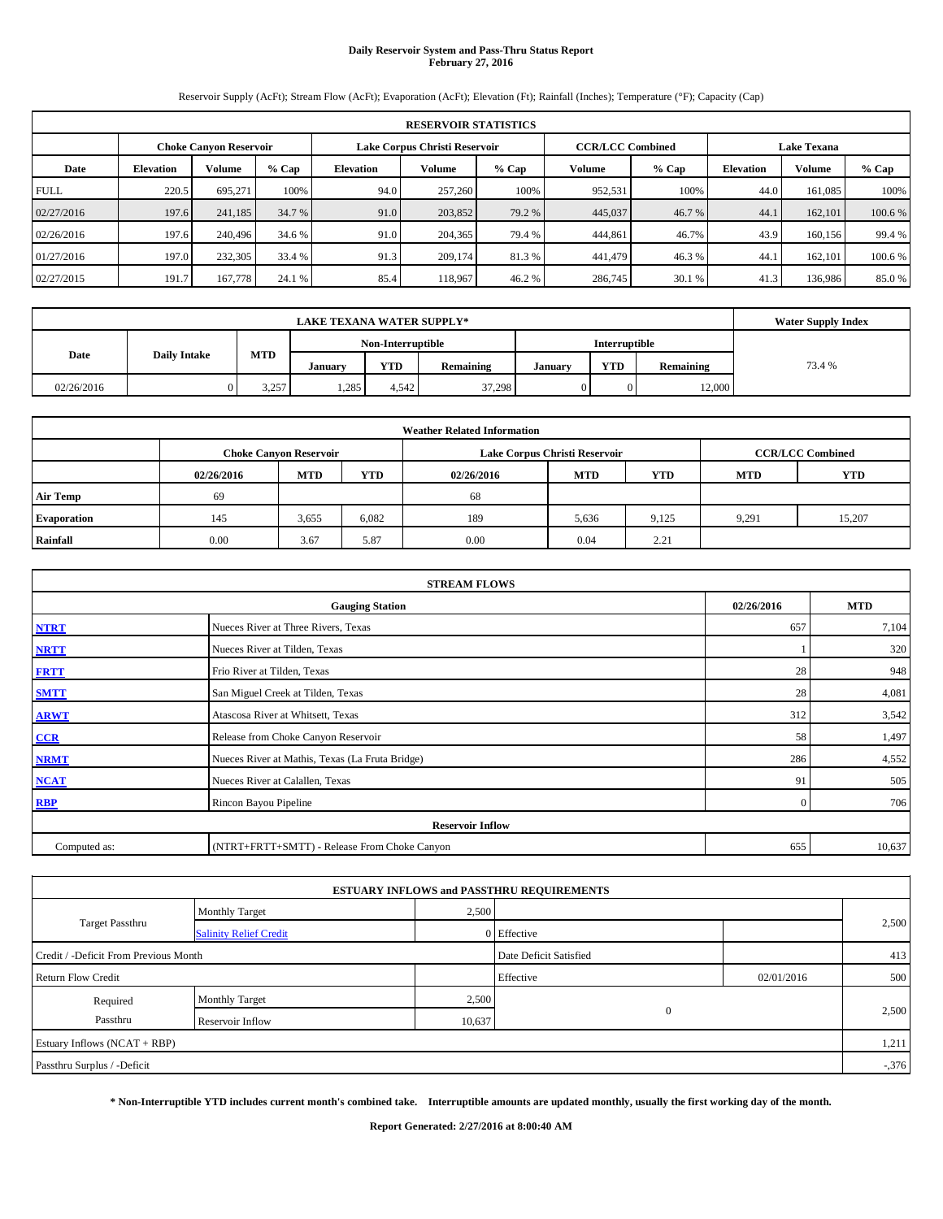# Daily Reservoir System and Pass-Thru Status Report
## February 27, 2016

Reservoir Supply (AcFt); Stream Flow (AcFt); Evaporation (AcFt); Elevation (Ft); Rainfall (Inches); Temperature (°F); Capacity (Cap)

| RESERVOIR STATISTICS | | | | | | | | | | | |
|---|---|---|---|---|---|---|---|---|---|---|---|
| | Choke Canyon Reservoir | | | Lake Corpus Christi Reservoir | | | CCR/LCC Combined | | Lake Texana | | |
| Date | Elevation | Volume | % Cap | Elevation | Volume | % Cap | Volume | % Cap | Elevation | Volume | % Cap |
| FULL | 220.5 | 695,271 | 100% | 94.0 | 257,260 | 100% | 952,531 | 100% | 44.0 | 161,085 | 100% |
| 02/27/2016 | 197.6 | 241,185 | 34.7 % | 91.0 | 203,852 | 79.2 % | 445,037 | 46.7 % | 44.1 | 162,101 | 100.6 % |
| 02/26/2016 | 197.6 | 240,496 | 34.6 % | 91.0 | 204,365 | 79.4 % | 444,861 | 46.7% | 43.9 | 160,156 | 99.4 % |
| 01/27/2016 | 197.0 | 232,305 | 33.4 % | 91.3 | 209,174 | 81.3 % | 441,479 | 46.3 % | 44.1 | 162,101 | 100.6 % |
| 02/27/2015 | 191.7 | 167,778 | 24.1 % | 85.4 | 118,967 | 46.2 % | 286,745 | 30.1 % | 41.3 | 136,986 | 85.0 % |

| LAKE TEXANA WATER SUPPLY* | | | | | | | | | Water Supply Index |
|---|---|---|---|---|---|---|---|---|---|
| Date | Daily Intake | MTD | Non-Interruptible | | | Interruptible | | | |
| | | | January | YTD | Remaining | January | YTD | Remaining | |
| 02/26/2016 | 0 | 3,257 | 1,285 | 4,542 | 37,298 | 0 | 0 | 12,000 | 73.4 % |

| Weather Related Information | | | | | | | | |
|---|---|---|---|---|---|---|---|---|
| | Choke Canyon Reservoir | | | Lake Corpus Christi Reservoir | | | CCR/LCC Combined | |
| | 02/26/2016 | MTD | YTD | 02/26/2016 | MTD | YTD | MTD | YTD |
| Air Temp | 69 | | | 68 | | | | |
| Evaporation | 145 | 3,655 | 6,082 | 189 | 5,636 | 9,125 | 9,291 | 15,207 |
| Rainfall | 0.00 | 3.67 | 5.87 | 0.00 | 0.04 | 2.21 | | |

| STREAM FLOWS | | | |
|---|---|---|---|
| | Gauging Station | 02/26/2016 | MTD |
| NTRT | Nueces River at Three Rivers, Texas | 657 | 7,104 |
| NRTT | Nueces River at Tilden, Texas | 1 | 320 |
| FRTT | Frio River at Tilden, Texas | 28 | 948 |
| SMTT | San Miguel Creek at Tilden, Texas | 28 | 4,081 |
| ARWT | Atascosa River at Whitsett, Texas | 312 | 3,542 |
| CCR | Release from Choke Canyon Reservoir | 58 | 1,497 |
| NRMT | Nueces River at Mathis, Texas (La Fruta Bridge) | 286 | 4,552 |
| NCAT | Nueces River at Calallen, Texas | 91 | 505 |
| RBP | Rincon Bayou Pipeline | 0 | 706 |
| Reservoir Inflow | | | |
| Computed as: | (NTRT+FRTT+SMTT) - Release From Choke Canyon | 655 | 10,637 |

| ESTUARY INFLOWS and PASSTHRU REQUIREMENTS | | | | | |
|---|---|---|---|---|---|
| Target Passthru | Monthly Target | 2,500 | | | 2,500 |
| | Salinity Relief Credit | 0 | Effective | | |
| Credit / -Deficit From Previous Month | | | Date Deficit Satisfied | | 413 |
| Return Flow Credit | | | Effective | 02/01/2016 | 500 |
| Required Passthru | Monthly Target | 2,500 | 0 | | 2,500 |
| | Reservoir Inflow | 10,637 | | | |
| Estuary Inflows (NCAT + RBP) | | | | | 1,211 |
| Passthru Surplus / -Deficit | | | | | -,376 |

**\* Non-Interruptible YTD includes current month's combined take. Interruptible amounts are updated monthly, usually the first working day of the month.**

**Report Generated: 2/27/2016 at 8:00:40 AM**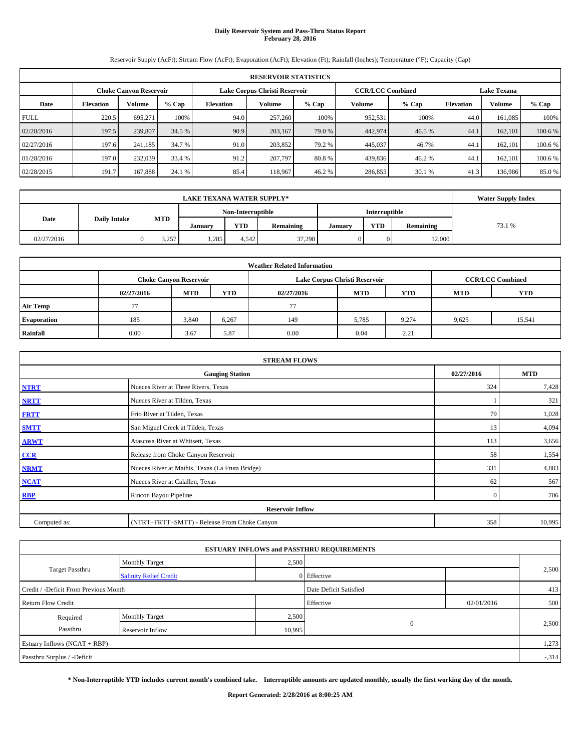# Daily Reservoir System and Pass-Thru Status Report
## February 28, 2016

Reservoir Supply (AcFt); Stream Flow (AcFt); Evaporation (AcFt); Elevation (Ft); Rainfall (Inches); Temperature (°F); Capacity (Cap)

| RESERVOIR STATISTICS | | | | | | | | | | | |
|---|---|---|---|---|---|---|---|---|---|---|---|
| | Choke Canyon Reservoir | | | Lake Corpus Christi Reservoir | | | CCR/LCC Combined | | Lake Texana | | |
| Date | Elevation | Volume | % Cap | Elevation | Volume | % Cap | Volume | % Cap | Elevation | Volume | % Cap |
| FULL | 220.5 | 695,271 | 100% | 94.0 | 257,260 | 100% | 952,531 | 100% | 44.0 | 161,085 | 100% |
| 02/28/2016 | 197.5 | 239,807 | 34.5 % | 90.9 | 203,167 | 79.0 % | 442,974 | 46.5 % | 44.1 | 162,101 | 100.6 % |
| 02/27/2016 | 197.6 | 241,185 | 34.7 % | 91.0 | 203,852 | 79.2 % | 445,037 | 46.7% | 44.1 | 162,101 | 100.6 % |
| 01/28/2016 | 197.0 | 232,039 | 33.4 % | 91.2 | 207,797 | 80.8 % | 439,836 | 46.2 % | 44.1 | 162,101 | 100.6 % |
| 02/28/2015 | 191.7 | 167,888 | 24.1 % | 85.4 | 118,967 | 46.2 % | 286,855 | 30.1 % | 41.3 | 136,986 | 85.0 % |

| LAKE TEXANA WATER SUPPLY* | | | | | | | | | Water Supply Index |
|---|---|---|---|---|---|---|---|---|---|
| Date | Daily Intake | MTD | Non-Interruptible | | | Interruptible | | | |
| | | | January | YTD | Remaining | January | YTD | Remaining | |
| 02/27/2016 | 0 | 3,257 | 1,285 | 4,542 | 37,298 | 0 | 0 | 12,000 | 73.1 % |

| Weather Related Information | | | | | | | | |
|---|---|---|---|---|---|---|---|---|
| | Choke Canyon Reservoir | | | Lake Corpus Christi Reservoir | | | CCR/LCC Combined | |
| | 02/27/2016 | MTD | YTD | 02/27/2016 | MTD | YTD | MTD | YTD |
| Air Temp | 77 | | | 77 | | | | |
| Evaporation | 185 | 3,840 | 6,267 | 149 | 5,785 | 9,274 | 9,625 | 15,541 |
| Rainfall | 0.00 | 3.67 | 5.87 | 0.00 | 0.04 | 2.21 | | |

| STREAM FLOWS | | | |
|---|---|---|---|
| | Gauging Station | 02/27/2016 | MTD |
| NTRT | Nueces River at Three Rivers, Texas | 324 | 7,428 |
| NRTT | Nueces River at Tilden, Texas | 1 | 321 |
| FRTT | Frio River at Tilden, Texas | 79 | 1,028 |
| SMTT | San Miguel Creek at Tilden, Texas | 13 | 4,094 |
| ARWT | Atascosa River at Whitsett, Texas | 113 | 3,656 |
| CCR | Release from Choke Canyon Reservoir | 58 | 1,554 |
| NRMT | Nueces River at Mathis, Texas (La Fruta Bridge) | 331 | 4,883 |
| NCAT | Nueces River at Calallen, Texas | 62 | 567 |
| RBP | Rincon Bayou Pipeline | 0 | 706 |
| Reservoir Inflow | | | |
| Computed as: | (NTRT+FRTT+SMTT) - Release From Choke Canyon | 358 | 10,995 |

| ESTUARY INFLOWS and PASSTHRU REQUIREMENTS | | | | | |
|---|---|---|---|---|---|
| Target Passthru | Monthly Target | 2,500 | | | 2,500 |
| | Salinity Relief Credit | 0 | Effective | | |
| Credit / -Deficit From Previous Month | | | Date Deficit Satisfied | | 413 |
| Return Flow Credit | | | Effective | 02/01/2016 | 500 |
| Required Passthru | Monthly Target | 2,500 | 0 | | 2,500 |
| | Reservoir Inflow | 10,995 | | | |
| Estuary Inflows (NCAT + RBP) | | | | | 1,273 |
| Passthru Surplus / -Deficit | | | | | -,314 |

**\* Non-Interruptible YTD includes current month's combined take. Interruptible amounts are updated monthly, usually the first working day of the month.**

**Report Generated: 2/28/2016 at 8:00:25 AM**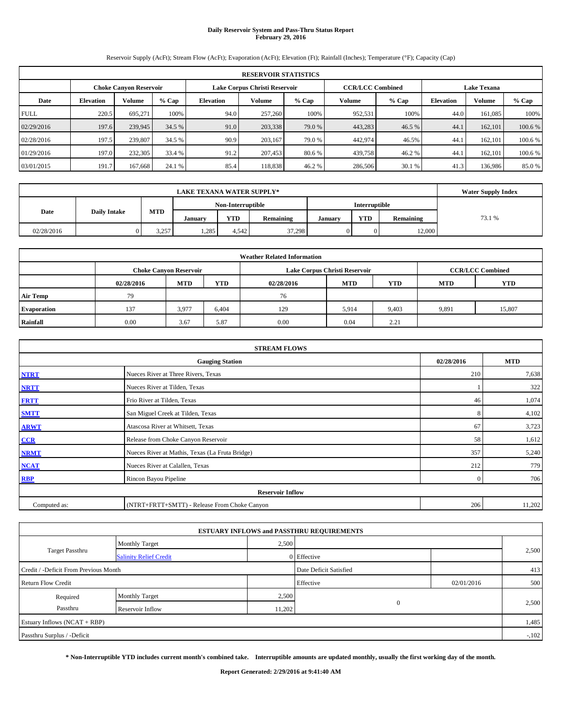# Daily Reservoir System and Pass-Thru Status Report
## February 29, 2016

Reservoir Supply (AcFt); Stream Flow (AcFt); Evaporation (AcFt); Elevation (Ft); Rainfall (Inches); Temperature (°F); Capacity (Cap)

| RESERVOIR STATISTICS | | | | | | | | | | | |
|---|---|---|---|---|---|---|---|---|---|---|---|
| | Choke Canyon Reservoir | | | Lake Corpus Christi Reservoir | | | CCR/LCC Combined | | Lake Texana | | |
| Date | Elevation | Volume | % Cap | Elevation | Volume | % Cap | Volume | % Cap | Elevation | Volume | % Cap |
| FULL | 220.5 | 695,271 | 100% | 94.0 | 257,260 | 100% | 952,531 | 100% | 44.0 | 161,085 | 100% |
| 02/29/2016 | 197.6 | 239,945 | 34.5 % | 91.0 | 203,338 | 79.0 % | 443,283 | 46.5 % | 44.1 | 162,101 | 100.6 % |
| 02/28/2016 | 197.5 | 239,807 | 34.5 % | 90.9 | 203,167 | 79.0 % | 442,974 | 46.5% | 44.1 | 162,101 | 100.6 % |
| 01/29/2016 | 197.0 | 232,305 | 33.4 % | 91.2 | 207,453 | 80.6 % | 439,758 | 46.2 % | 44.1 | 162,101 | 100.6 % |
| 03/01/2015 | 191.7 | 167,668 | 24.1 % | 85.4 | 118,838 | 46.2 % | 286,506 | 30.1 % | 41.3 | 136,986 | 85.0 % |

| LAKE TEXANA WATER SUPPLY* | | | | | | | | | Water Supply Index |
|---|---|---|---|---|---|---|---|---|---|
| | | | Non-Interruptible | | | Interruptible | | | |
| Date | Daily Intake | MTD | January | YTD | Remaining | January | YTD | Remaining | |
| 02/28/2016 | 0 | 3,257 | 1,285 | 4,542 | 37,298 | 0 | 0 | 12,000 | 73.1 % |

| Weather Related Information | | | | | | | | |
|---|---|---|---|---|---|---|---|---|
| | Choke Canyon Reservoir | | | Lake Corpus Christi Reservoir | | | CCR/LCC Combined | |
| | 02/28/2016 | MTD | YTD | 02/28/2016 | MTD | YTD | MTD | YTD |
| Air Temp | 79 | | | 76 | | | | |
| Evaporation | 137 | 3,977 | 6,404 | 129 | 5,914 | 9,403 | 9,891 | 15,807 |
| Rainfall | 0.00 | 3.67 | 5.87 | 0.00 | 0.04 | 2.21 | | |

| STREAM FLOWS | | | |
|---|---|---|---|
| | Gauging Station | 02/28/2016 | MTD |
| NTRT | Nueces River at Three Rivers, Texas | 210 | 7,638 |
| NRTT | Nueces River at Tilden, Texas | 1 | 322 |
| FRTT | Frio River at Tilden, Texas | 46 | 1,074 |
| SMTT | San Miguel Creek at Tilden, Texas | 8 | 4,102 |
| ARWT | Atascosa River at Whitsett, Texas | 67 | 3,723 |
| CCR | Release from Choke Canyon Reservoir | 58 | 1,612 |
| NRMT | Nueces River at Mathis, Texas (La Fruta Bridge) | 357 | 5,240 |
| NCAT | Nueces River at Calallen, Texas | 212 | 779 |
| RBP | Rincon Bayou Pipeline | 0 | 706 |
| Reservoir Inflow | | | |
| Computed as: | (NTRT+FRTT+SMTT) - Release From Choke Canyon | 206 | 11,202 |

| ESTUARY INFLOWS and PASSTHRU REQUIREMENTS | | | | | |
|---|---|---|---|---|---|
| Target Passthru | Monthly Target | 2,500 | | | 2,500 |
| | Salinity Relief Credit | 0 | Effective | | |
| Credit / -Deficit From Previous Month | | | Date Deficit Satisfied | | 413 |
| Return Flow Credit | | | Effective | 02/01/2016 | 500 |
| Required Passthru | Monthly Target | 2,500 | 0 | | 2,500 |
| | Reservoir Inflow | 11,202 | | | |
| Estuary Inflows (NCAT + RBP) | | | | | 1,485 |
| Passthru Surplus / -Deficit | | | | | -,102 |

**\* Non-Interruptible YTD includes current month's combined take. Interruptible amounts are updated monthly, usually the first working day of the month.**

**Report Generated: 2/29/2016 at 9:41:40 AM**